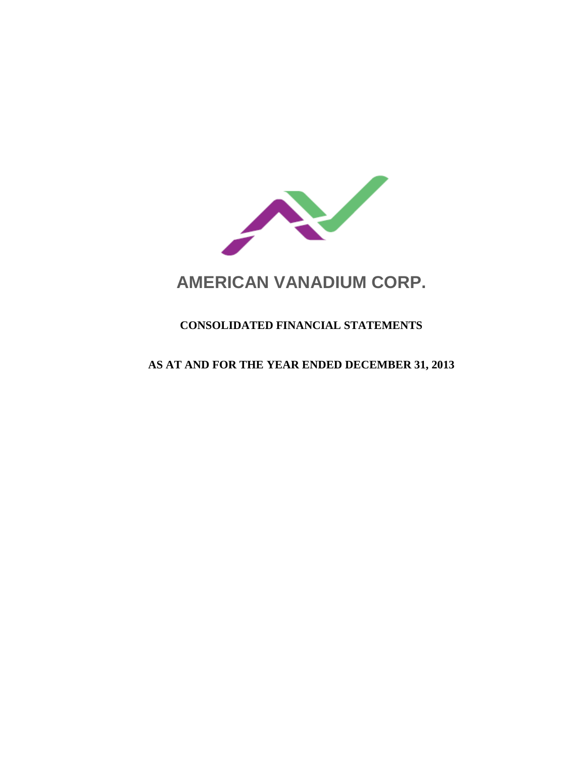# AMERICAN VANADIUM CORP.

## CONSOLIDATED FINANCIAL STATEMENTS

## AS AT AND FOR THE YEAR ENDED DECEMBER 31, 2013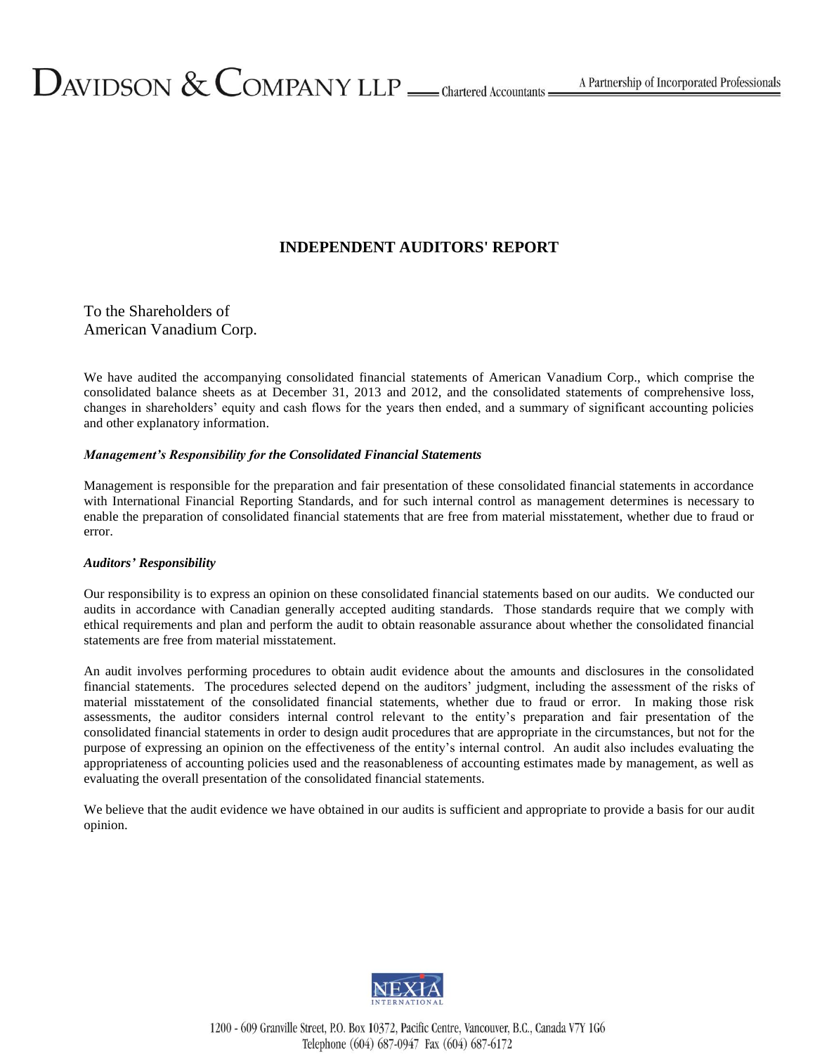DAVIDSON & COMPANY LLP — Chartered Accountants — A Partnership of Incorporated Professionals

# INDEPENDENT AUDITORS' REPORT

To the Shareholders of
American Vanadium Corp.

We have audited the accompanying consolidated financial statements of American Vanadium Corp., which comprise the consolidated balance sheets as at December 31, 2013 and 2012, and the consolidated statements of comprehensive loss, changes in shareholders' equity and cash flows for the years then ended, and a summary of significant accounting policies and other explanatory information.

***Management's Responsibility for the Consolidated Financial Statements***

Management is responsible for the preparation and fair presentation of these consolidated financial statements in accordance with International Financial Reporting Standards, and for such internal control as management determines is necessary to enable the preparation of consolidated financial statements that are free from material misstatement, whether due to fraud or error.

***Auditors' Responsibility***

Our responsibility is to express an opinion on these consolidated financial statements based on our audits. We conducted our audits in accordance with Canadian generally accepted auditing standards. Those standards require that we comply with ethical requirements and plan and perform the audit to obtain reasonable assurance about whether the consolidated financial statements are free from material misstatement.

An audit involves performing procedures to obtain audit evidence about the amounts and disclosures in the consolidated financial statements. The procedures selected depend on the auditors' judgment, including the assessment of the risks of material misstatement of the consolidated financial statements, whether due to fraud or error. In making those risk assessments, the auditor considers internal control relevant to the entity's preparation and fair presentation of the consolidated financial statements in order to design audit procedures that are appropriate in the circumstances, but not for the purpose of expressing an opinion on the effectiveness of the entity's internal control. An audit also includes evaluating the appropriateness of accounting policies used and the reasonableness of accounting estimates made by management, as well as evaluating the overall presentation of the consolidated financial statements.

We believe that the audit evidence we have obtained in our audits is sufficient and appropriate to provide a basis for our audit opinion.

NEXIA INTERNATIONAL

1200 - 609 Granville Street, P.O. Box 10372, Pacific Centre, Vancouver, B.C., Canada V7Y 1G6
Telephone (604) 687-0947 Fax (604) 687-6172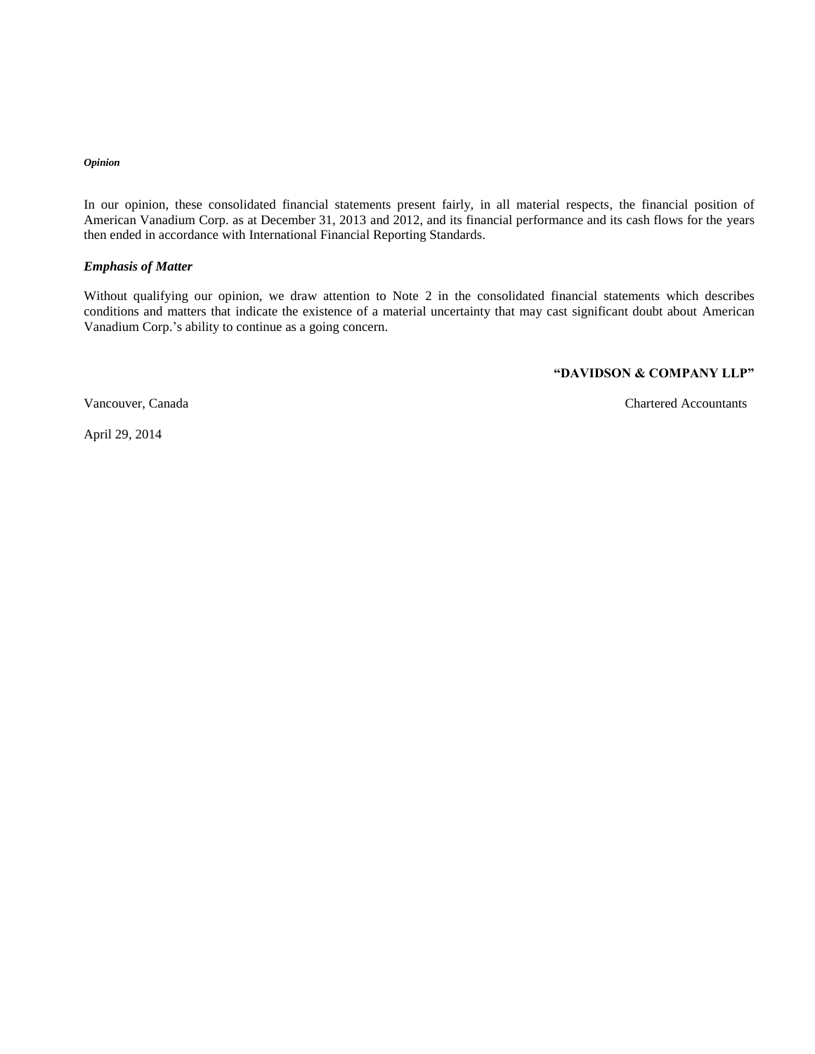***Opinion***

In our opinion, these consolidated financial statements present fairly, in all material respects, the financial position of American Vanadium Corp. as at December 31, 2013 and 2012, and its financial performance and its cash flows for the years then ended in accordance with International Financial Reporting Standards.

***Emphasis of Matter***

Without qualifying our opinion, we draw attention to Note 2 in the consolidated financial statements which describes conditions and matters that indicate the existence of a material uncertainty that may cast significant doubt about American Vanadium Corp.'s ability to continue as a going concern.

**"DAVIDSON & COMPANY LLP"**

Vancouver, Canada

Chartered Accountants

April 29, 2014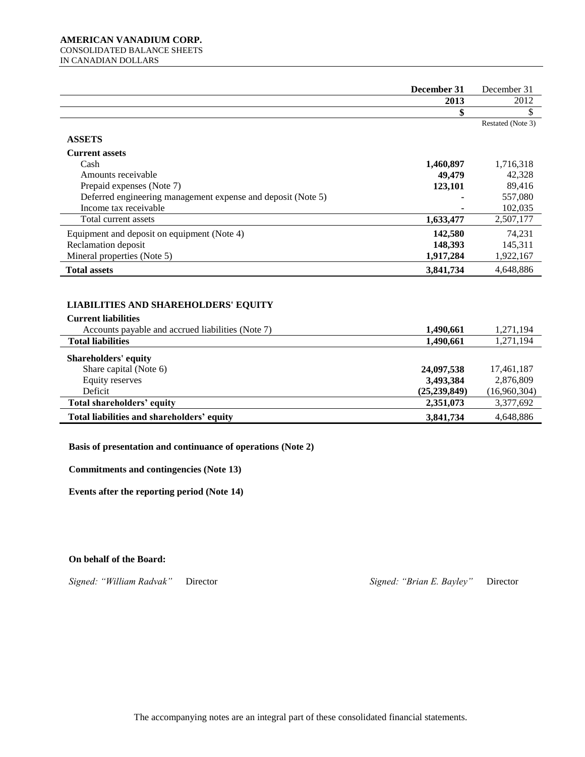**AMERICAN VANADIUM CORP.**
CONSOLIDATED BALANCE SHEETS
IN CANADIAN DOLLARS

| | **December 31 2013** | December 31 2012 |
|---|---|---|
| | **$** | $ |
| | | Restated (Note 3) |
| **ASSETS** | | |
| **Current assets** | | |
| Cash | **1,460,897** | 1,716,318 |
| Amounts receivable | **49,479** | 42,328 |
| Prepaid expenses (Note 7) | **123,101** | 89,416 |
| Deferred engineering management expense and deposit (Note 5) | **-** | 557,080 |
| Income tax receivable | **-** | 102,035 |
| Total current assets | **1,633,477** | 2,507,177 |
| Equipment and deposit on equipment (Note 4) | **142,580** | 74,231 |
| Reclamation deposit | **148,393** | 145,311 |
| Mineral properties (Note 5) | **1,917,284** | 1,922,167 |
| **Total assets** | **3,841,734** | 4,648,886 |
| | | |
| **LIABILITIES AND SHAREHOLDERS' EQUITY** | | |
| **Current liabilities** | | |
| Accounts payable and accrued liabilities (Note 7) | **1,490,661** | 1,271,194 |
| **Total liabilities** | **1,490,661** | 1,271,194 |
| **Shareholders' equity** | | |
| Share capital (Note 6) | **24,097,538** | 17,461,187 |
| Equity reserves | **3,493,384** | 2,876,809 |
| Deficit | **(25,239,849)** | (16,960,304) |
| **Total shareholders' equity** | **2,351,073** | 3,377,692 |
| **Total liabilities and shareholders' equity** | **3,841,734** | 4,648,886 |

**Basis of presentation and continuance of operations (Note 2)**

**Commitments and contingencies (Note 13)**

**Events after the reporting period (Note 14)**

**On behalf of the Board:**

*Signed: "William Radvak"* Director *Signed: "Brian E. Bayley"* Director

The accompanying notes are an integral part of these consolidated financial statements.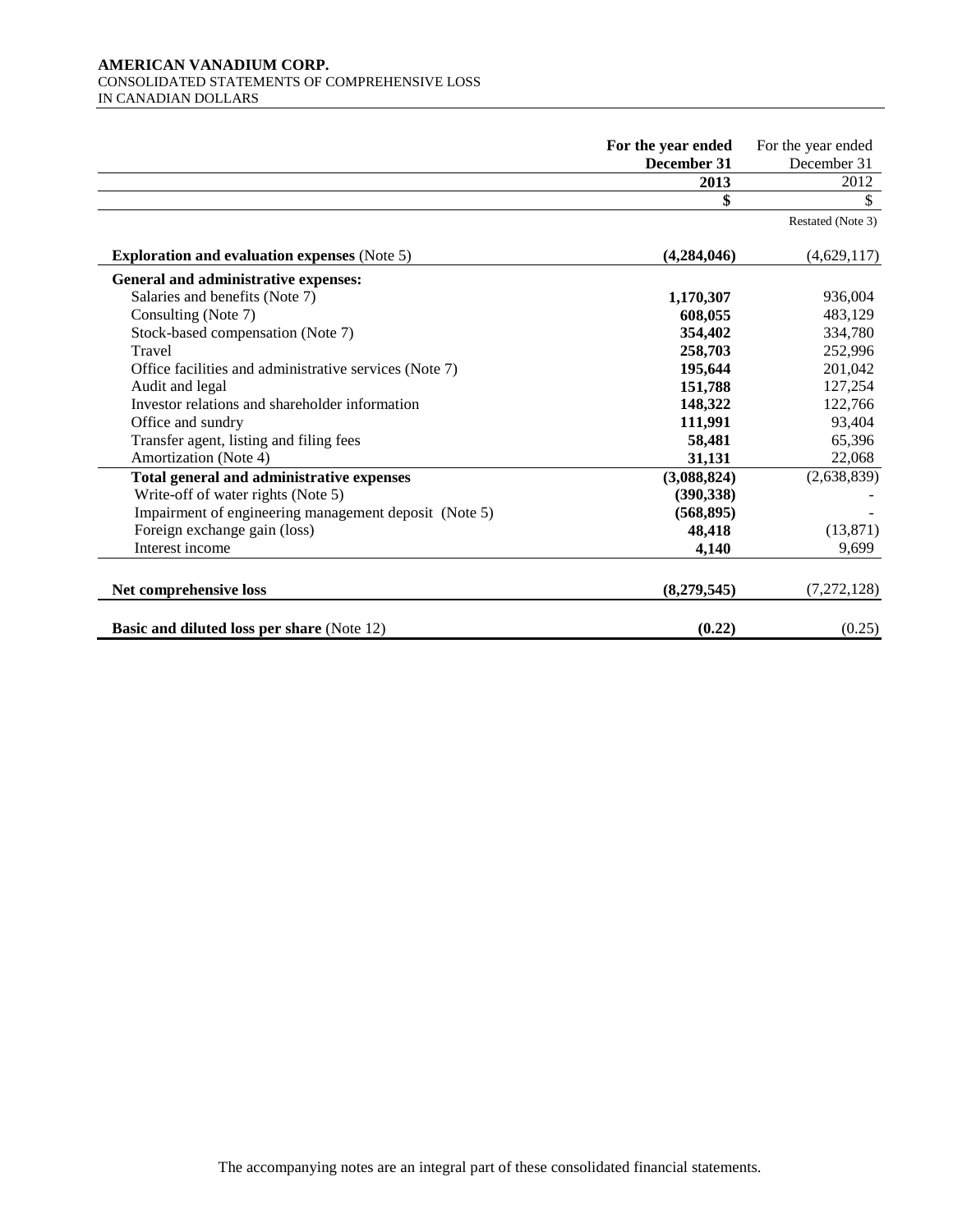**AMERICAN VANADIUM CORP.**
CONSOLIDATED STATEMENTS OF COMPREHENSIVE LOSS
IN CANADIAN DOLLARS

| | **For the year ended December 31** | For the year ended December 31 |
|---|---|---|
| | **2013** | 2012 |
| | **$** | $ |
| | | Restated (Note 3) |
| **Exploration and evaluation expenses** (Note 5) | **(4,284,046)** | (4,629,117) |
| **General and administrative expenses:** | | |
| Salaries and benefits (Note 7) | **1,170,307** | 936,004 |
| Consulting (Note 7) | **608,055** | 483,129 |
| Stock-based compensation (Note 7) | **354,402** | 334,780 |
| Travel | **258,703** | 252,996 |
| Office facilities and administrative services (Note 7) | **195,644** | 201,042 |
| Audit and legal | **151,788** | 127,254 |
| Investor relations and shareholder information | **148,322** | 122,766 |
| Office and sundry | **111,991** | 93,404 |
| Transfer agent, listing and filing fees | **58,481** | 65,396 |
| Amortization (Note 4) | **31,131** | 22,068 |
| **Total general and administrative expenses** | **(3,088,824)** | (2,638,839) |
| Write-off of water rights (Note 5) | **(390,338)** | - |
| Impairment of engineering management deposit (Note 5) | **(568,895)** | - |
| Foreign exchange gain (loss) | **48,418** | (13,871) |
| Interest income | **4,140** | 9,699 |
| **Net comprehensive loss** | **(8,279,545)** | (7,272,128) |
| **Basic and diluted loss per share** (Note 12) | **(0.22)** | (0.25) |

The accompanying notes are an integral part of these consolidated financial statements.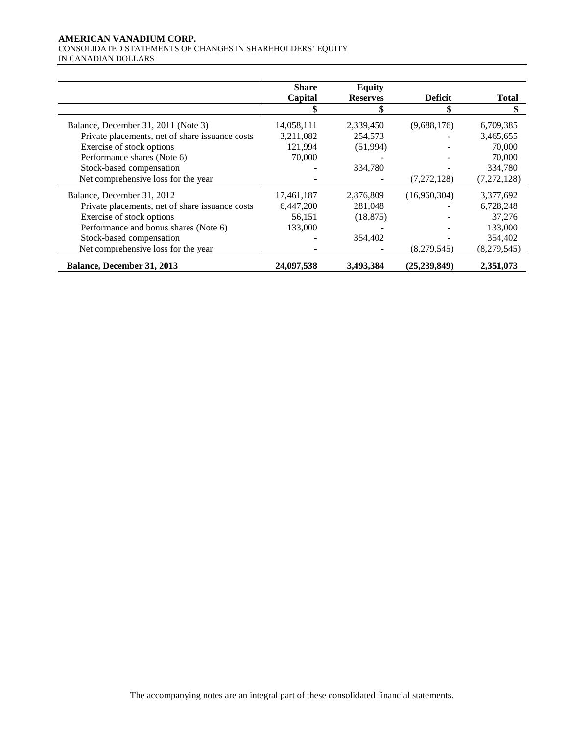**AMERICAN VANADIUM CORP.**
CONSOLIDATED STATEMENTS OF CHANGES IN SHAREHOLDERS' EQUITY
IN CANADIAN DOLLARS

| | Share Capital | Equity Reserves | Deficit | Total |
|---|---|---|---|---|
| | $ | $ | $ | $ |
| Balance, December 31, 2011 (Note 3) | 14,058,111 | 2,339,450 | (9,688,176) | 6,709,385 |
| Private placements, net of share issuance costs | 3,211,082 | 254,573 | - | 3,465,655 |
| Exercise of stock options | 121,994 | (51,994) | - | 70,000 |
| Performance shares (Note 6) | 70,000 | - | - | 70,000 |
| Stock-based compensation | - | 334,780 | - | 334,780 |
| Net comprehensive loss for the year | - | - | (7,272,128) | (7,272,128) |
| Balance, December 31, 2012 | 17,461,187 | 2,876,809 | (16,960,304) | 3,377,692 |
| Private placements, net of share issuance costs | 6,447,200 | 281,048 | - | 6,728,248 |
| Exercise of stock options | 56,151 | (18,875) | - | 37,276 |
| Performance and bonus shares (Note 6) | 133,000 | - | - | 133,000 |
| Stock-based compensation | - | 354,402 | - | 354,402 |
| Net comprehensive loss for the year | - | - | (8,279,545) | (8,279,545) |
| **Balance, December 31, 2013** | **24,097,538** | **3,493,384** | **(25,239,849)** | **2,351,073** |

The accompanying notes are an integral part of these consolidated financial statements.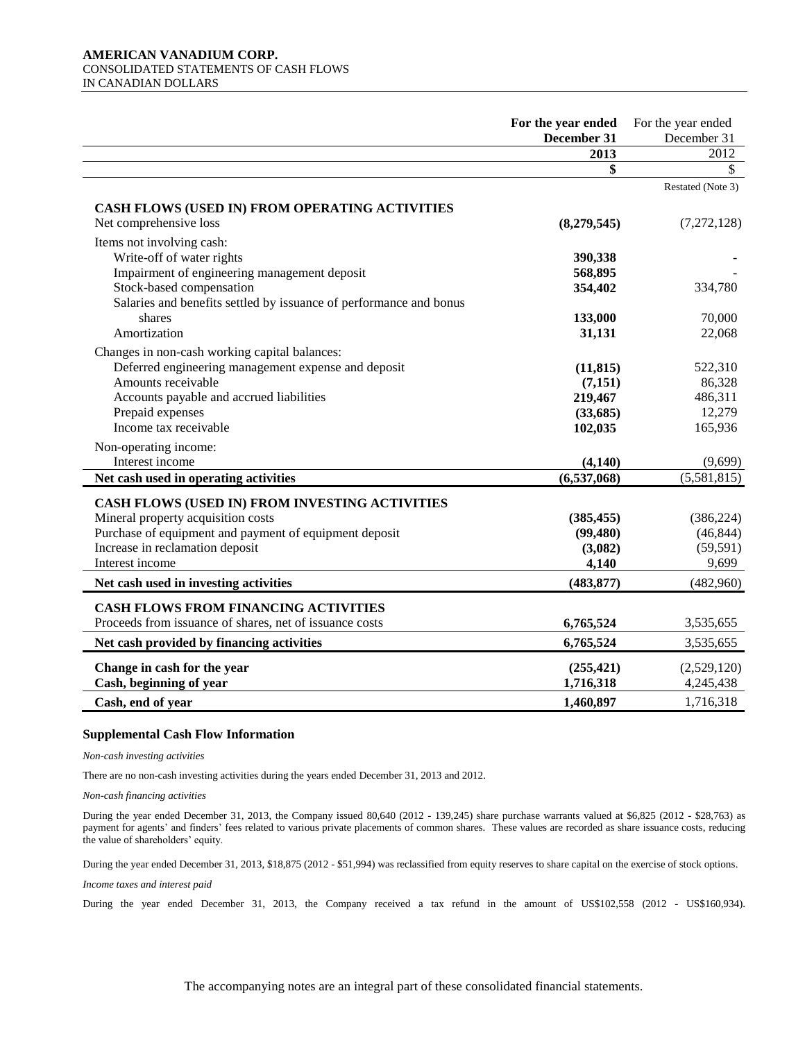**AMERICAN VANADIUM CORP.**
CONSOLIDATED STATEMENTS OF CASH FLOWS
IN CANADIAN DOLLARS

| | **For the year ended December 31 2013** | For the year ended December 31 2012 |
|---|---|---|
| | **$** | $ |
| | | Restated (Note 3) |
| **CASH FLOWS (USED IN) FROM OPERATING ACTIVITIES** | | |
| Net comprehensive loss | **(8,279,545)** | (7,272,128) |
| Items not involving cash: | | |
| Write-off of water rights | **390,338** | - |
| Impairment of engineering management deposit | **568,895** | - |
| Stock-based compensation | **354,402** | 334,780 |
| Salaries and benefits settled by issuance of performance and bonus shares | **133,000** | 70,000 |
| Amortization | **31,131** | 22,068 |
| Changes in non-cash working capital balances: | | |
| Deferred engineering management expense and deposit | **(11,815)** | 522,310 |
| Amounts receivable | **(7,151)** | 86,328 |
| Accounts payable and accrued liabilities | **219,467** | 486,311 |
| Prepaid expenses | **(33,685)** | 12,279 |
| Income tax receivable | **102,035** | 165,936 |
| Non-operating income: | | |
| Interest income | **(4,140)** | (9,699) |
| **Net cash used in operating activities** | **(6,537,068)** | (5,581,815) |
| **CASH FLOWS (USED IN) FROM INVESTING ACTIVITIES** | | |
| Mineral property acquisition costs | **(385,455)** | (386,224) |
| Purchase of equipment and payment of equipment deposit | **(99,480)** | (46,844) |
| Increase in reclamation deposit | **(3,082)** | (59,591) |
| Interest income | **4,140** | 9,699 |
| **Net cash used in investing activities** | **(483,877)** | (482,960) |
| **CASH FLOWS FROM FINANCING ACTIVITIES** | | |
| Proceeds from issuance of shares, net of issuance costs | **6,765,524** | 3,535,655 |
| **Net cash provided by financing activities** | **6,765,524** | 3,535,655 |
| **Change in cash for the year** | **(255,421)** | (2,529,120) |
| **Cash, beginning of year** | **1,716,318** | 4,245,438 |
| **Cash, end of year** | **1,460,897** | 1,716,318 |

### Supplemental Cash Flow Information

*Non-cash investing activities*

There are no non-cash investing activities during the years ended December 31, 2013 and 2012.

*Non-cash financing activities*

During the year ended December 31, 2013, the Company issued 80,640 (2012 - 139,245) share purchase warrants valued at $6,825 (2012 - $28,763) as payment for agents' and finders' fees related to various private placements of common shares. These values are recorded as share issuance costs, reducing the value of shareholders' equity.

During the year ended December 31, 2013, $18,875 (2012 - $51,994) was reclassified from equity reserves to share capital on the exercise of stock options.

*Income taxes and interest paid*

During the year ended December 31, 2013, the Company received a tax refund in the amount of US$102,558 (2012 - US$160,934).

The accompanying notes are an integral part of these consolidated financial statements.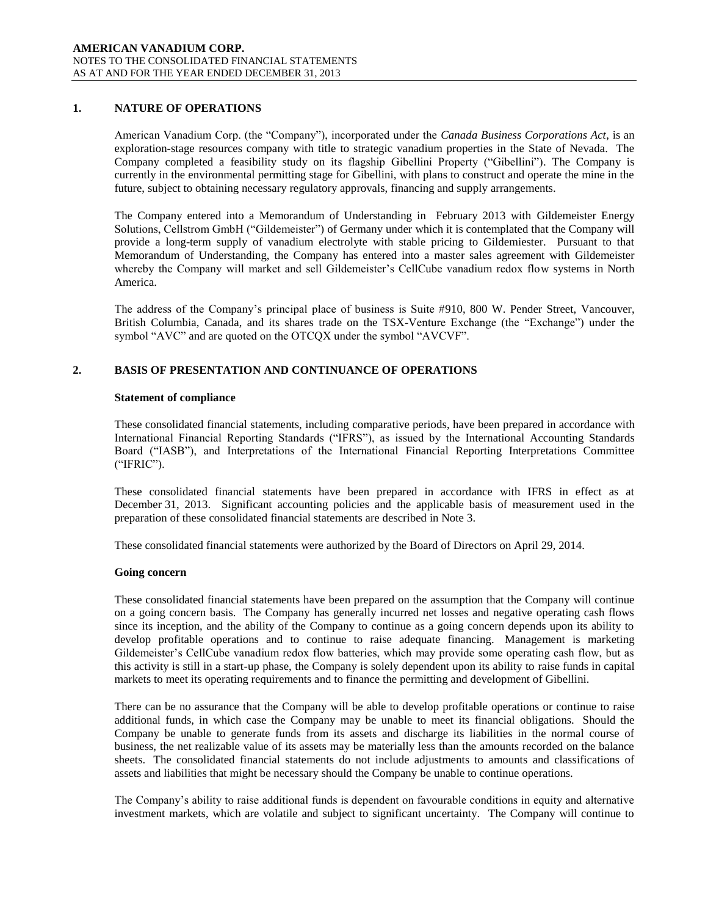## 1. NATURE OF OPERATIONS

American Vanadium Corp. (the "Company"), incorporated under the *Canada Business Corporations Act*, is an exploration-stage resources company with title to strategic vanadium properties in the State of Nevada. The Company completed a feasibility study on its flagship Gibellini Property ("Gibellini"). The Company is currently in the environmental permitting stage for Gibellini, with plans to construct and operate the mine in the future, subject to obtaining necessary regulatory approvals, financing and supply arrangements.

The Company entered into a Memorandum of Understanding in February 2013 with Gildemeister Energy Solutions, Cellstrom GmbH ("Gildemeister") of Germany under which it is contemplated that the Company will provide a long-term supply of vanadium electrolyte with stable pricing to Gildemiester. Pursuant to that Memorandum of Understanding, the Company has entered into a master sales agreement with Gildemeister whereby the Company will market and sell Gildemeister's CellCube vanadium redox flow systems in North America.

The address of the Company's principal place of business is Suite #910, 800 W. Pender Street, Vancouver, British Columbia, Canada, and its shares trade on the TSX-Venture Exchange (the "Exchange") under the symbol "AVC" and are quoted on the OTCQX under the symbol "AVCVF".

## 2. BASIS OF PRESENTATION AND CONTINUANCE OF OPERATIONS

### Statement of compliance

These consolidated financial statements, including comparative periods, have been prepared in accordance with International Financial Reporting Standards ("IFRS"), as issued by the International Accounting Standards Board ("IASB"), and Interpretations of the International Financial Reporting Interpretations Committee ("IFRIC").

These consolidated financial statements have been prepared in accordance with IFRS in effect as at December 31, 2013. Significant accounting policies and the applicable basis of measurement used in the preparation of these consolidated financial statements are described in Note 3.

These consolidated financial statements were authorized by the Board of Directors on April 29, 2014.

### Going concern

These consolidated financial statements have been prepared on the assumption that the Company will continue on a going concern basis. The Company has generally incurred net losses and negative operating cash flows since its inception, and the ability of the Company to continue as a going concern depends upon its ability to develop profitable operations and to continue to raise adequate financing. Management is marketing Gildemeister's CellCube vanadium redox flow batteries, which may provide some operating cash flow, but as this activity is still in a start-up phase, the Company is solely dependent upon its ability to raise funds in capital markets to meet its operating requirements and to finance the permitting and development of Gibellini.

There can be no assurance that the Company will be able to develop profitable operations or continue to raise additional funds, in which case the Company may be unable to meet its financial obligations. Should the Company be unable to generate funds from its assets and discharge its liabilities in the normal course of business, the net realizable value of its assets may be materially less than the amounts recorded on the balance sheets. The consolidated financial statements do not include adjustments to amounts and classifications of assets and liabilities that might be necessary should the Company be unable to continue operations.

The Company's ability to raise additional funds is dependent on favourable conditions in equity and alternative investment markets, which are volatile and subject to significant uncertainty. The Company will continue to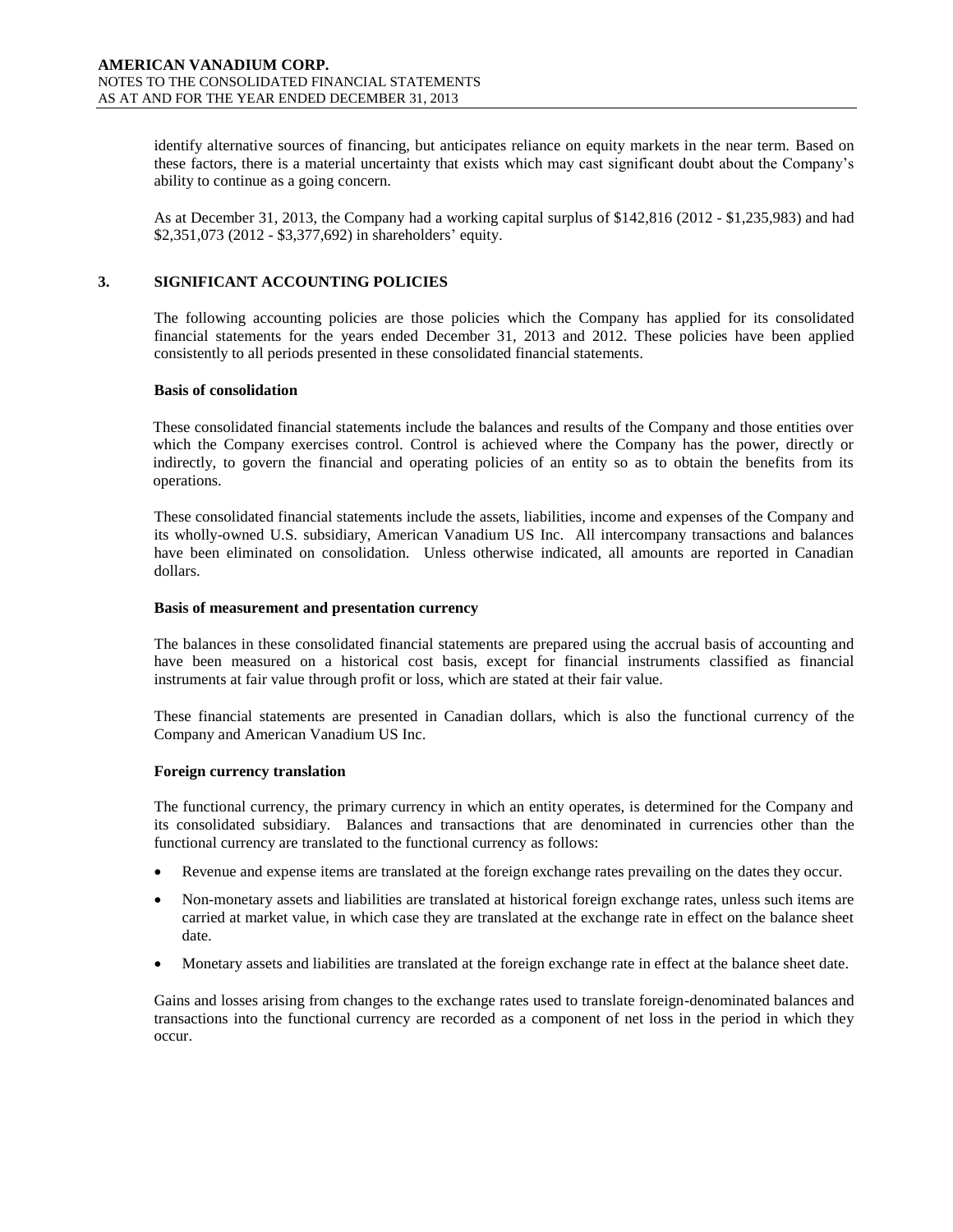identify alternative sources of financing, but anticipates reliance on equity markets in the near term. Based on these factors, there is a material uncertainty that exists which may cast significant doubt about the Company's ability to continue as a going concern.

As at December 31, 2013, the Company had a working capital surplus of $142,816 (2012 - $1,235,983) and had $2,351,073 (2012 - $3,377,692) in shareholders' equity.

## 3. SIGNIFICANT ACCOUNTING POLICIES

The following accounting policies are those policies which the Company has applied for its consolidated financial statements for the years ended December 31, 2013 and 2012. These policies have been applied consistently to all periods presented in these consolidated financial statements.

**Basis of consolidation**

These consolidated financial statements include the balances and results of the Company and those entities over which the Company exercises control. Control is achieved where the Company has the power, directly or indirectly, to govern the financial and operating policies of an entity so as to obtain the benefits from its operations.

These consolidated financial statements include the assets, liabilities, income and expenses of the Company and its wholly-owned U.S. subsidiary, American Vanadium US Inc. All intercompany transactions and balances have been eliminated on consolidation. Unless otherwise indicated, all amounts are reported in Canadian dollars.

**Basis of measurement and presentation currency**

The balances in these consolidated financial statements are prepared using the accrual basis of accounting and have been measured on a historical cost basis, except for financial instruments classified as financial instruments at fair value through profit or loss, which are stated at their fair value.

These financial statements are presented in Canadian dollars, which is also the functional currency of the Company and American Vanadium US Inc.

**Foreign currency translation**

The functional currency, the primary currency in which an entity operates, is determined for the Company and its consolidated subsidiary. Balances and transactions that are denominated in currencies other than the functional currency are translated to the functional currency as follows:

- Revenue and expense items are translated at the foreign exchange rates prevailing on the dates they occur.
- Non-monetary assets and liabilities are translated at historical foreign exchange rates, unless such items are carried at market value, in which case they are translated at the exchange rate in effect on the balance sheet date.
- Monetary assets and liabilities are translated at the foreign exchange rate in effect at the balance sheet date.

Gains and losses arising from changes to the exchange rates used to translate foreign-denominated balances and transactions into the functional currency are recorded as a component of net loss in the period in which they occur.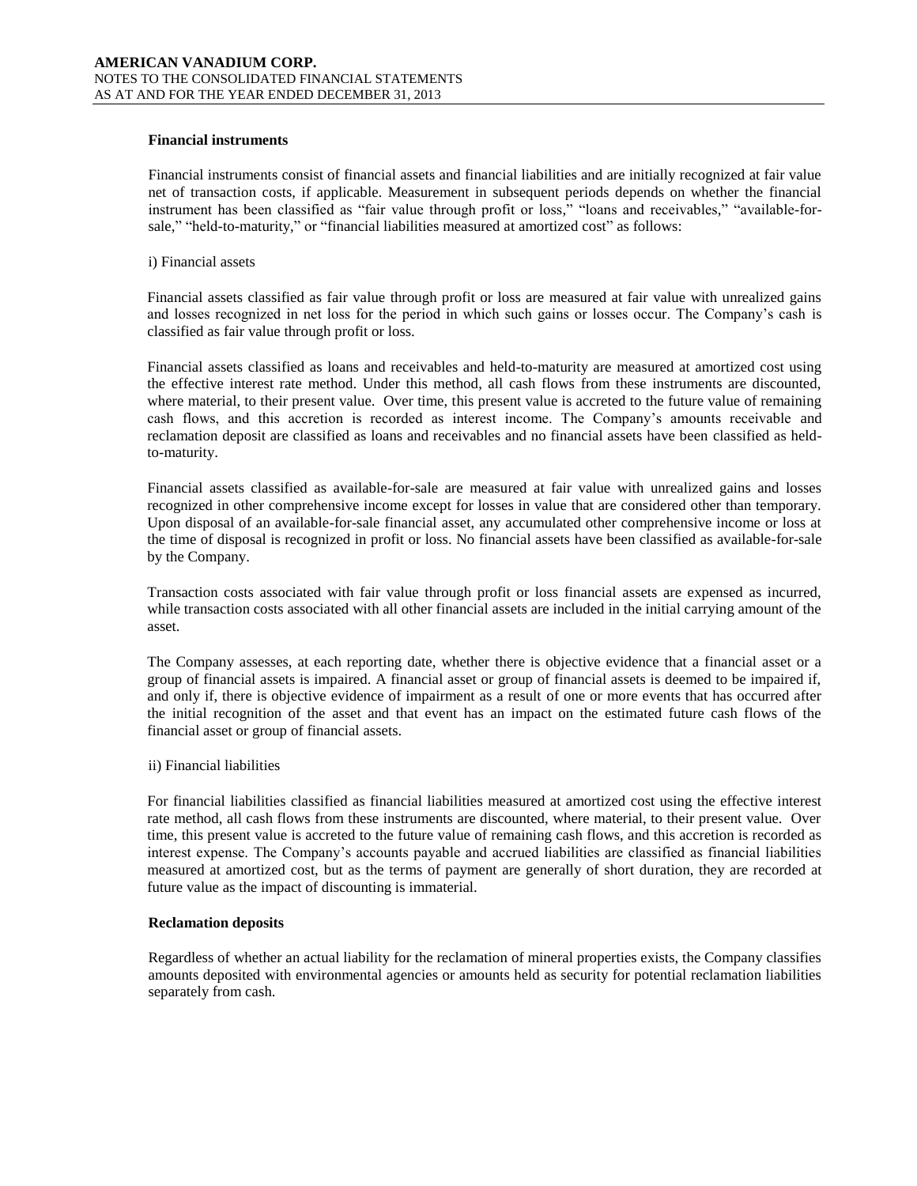**Financial instruments**

Financial instruments consist of financial assets and financial liabilities and are initially recognized at fair value net of transaction costs, if applicable. Measurement in subsequent periods depends on whether the financial instrument has been classified as "fair value through profit or loss," "loans and receivables," "available-for-sale," "held-to-maturity," or "financial liabilities measured at amortized cost" as follows:

i) Financial assets

Financial assets classified as fair value through profit or loss are measured at fair value with unrealized gains and losses recognized in net loss for the period in which such gains or losses occur. The Company's cash is classified as fair value through profit or loss.

Financial assets classified as loans and receivables and held-to-maturity are measured at amortized cost using the effective interest rate method. Under this method, all cash flows from these instruments are discounted, where material, to their present value. Over time, this present value is accreted to the future value of remaining cash flows, and this accretion is recorded as interest income. The Company's amounts receivable and reclamation deposit are classified as loans and receivables and no financial assets have been classified as held-to-maturity.

Financial assets classified as available-for-sale are measured at fair value with unrealized gains and losses recognized in other comprehensive income except for losses in value that are considered other than temporary. Upon disposal of an available-for-sale financial asset, any accumulated other comprehensive income or loss at the time of disposal is recognized in profit or loss. No financial assets have been classified as available-for-sale by the Company.

Transaction costs associated with fair value through profit or loss financial assets are expensed as incurred, while transaction costs associated with all other financial assets are included in the initial carrying amount of the asset.

The Company assesses, at each reporting date, whether there is objective evidence that a financial asset or a group of financial assets is impaired. A financial asset or group of financial assets is deemed to be impaired if, and only if, there is objective evidence of impairment as a result of one or more events that has occurred after the initial recognition of the asset and that event has an impact on the estimated future cash flows of the financial asset or group of financial assets.

ii) Financial liabilities

For financial liabilities classified as financial liabilities measured at amortized cost using the effective interest rate method, all cash flows from these instruments are discounted, where material, to their present value. Over time, this present value is accreted to the future value of remaining cash flows, and this accretion is recorded as interest expense. The Company's accounts payable and accrued liabilities are classified as financial liabilities measured at amortized cost, but as the terms of payment are generally of short duration, they are recorded at future value as the impact of discounting is immaterial.

**Reclamation deposits**

Regardless of whether an actual liability for the reclamation of mineral properties exists, the Company classifies amounts deposited with environmental agencies or amounts held as security for potential reclamation liabilities separately from cash.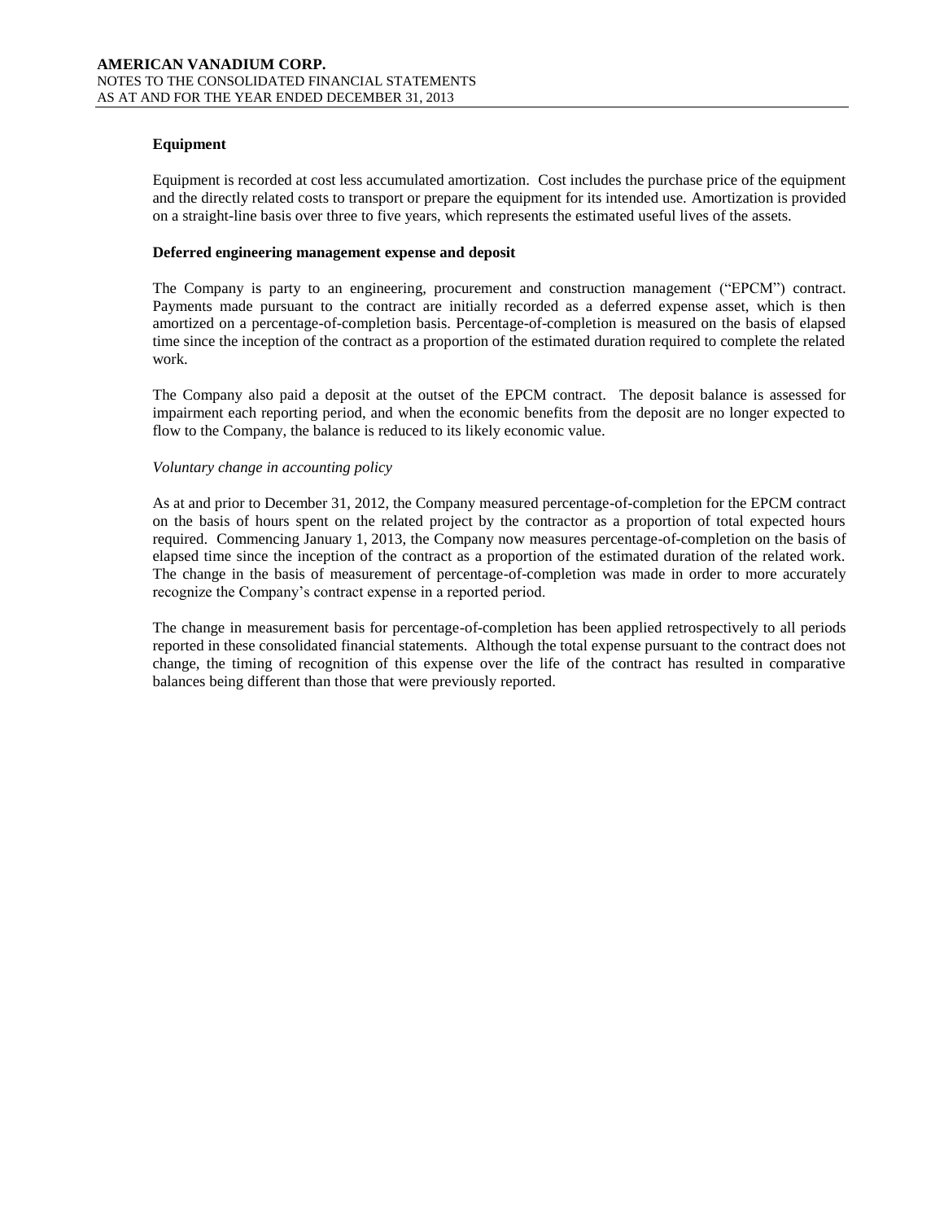**Equipment**

Equipment is recorded at cost less accumulated amortization. Cost includes the purchase price of the equipment and the directly related costs to transport or prepare the equipment for its intended use. Amortization is provided on a straight-line basis over three to five years, which represents the estimated useful lives of the assets.

**Deferred engineering management expense and deposit**

The Company is party to an engineering, procurement and construction management ("EPCM") contract. Payments made pursuant to the contract are initially recorded as a deferred expense asset, which is then amortized on a percentage-of-completion basis. Percentage-of-completion is measured on the basis of elapsed time since the inception of the contract as a proportion of the estimated duration required to complete the related work.

The Company also paid a deposit at the outset of the EPCM contract. The deposit balance is assessed for impairment each reporting period, and when the economic benefits from the deposit are no longer expected to flow to the Company, the balance is reduced to its likely economic value.

*Voluntary change in accounting policy*

As at and prior to December 31, 2012, the Company measured percentage-of-completion for the EPCM contract on the basis of hours spent on the related project by the contractor as a proportion of total expected hours required. Commencing January 1, 2013, the Company now measures percentage-of-completion on the basis of elapsed time since the inception of the contract as a proportion of the estimated duration of the related work. The change in the basis of measurement of percentage-of-completion was made in order to more accurately recognize the Company's contract expense in a reported period.

The change in measurement basis for percentage-of-completion has been applied retrospectively to all periods reported in these consolidated financial statements. Although the total expense pursuant to the contract does not change, the timing of recognition of this expense over the life of the contract has resulted in comparative balances being different than those that were previously reported.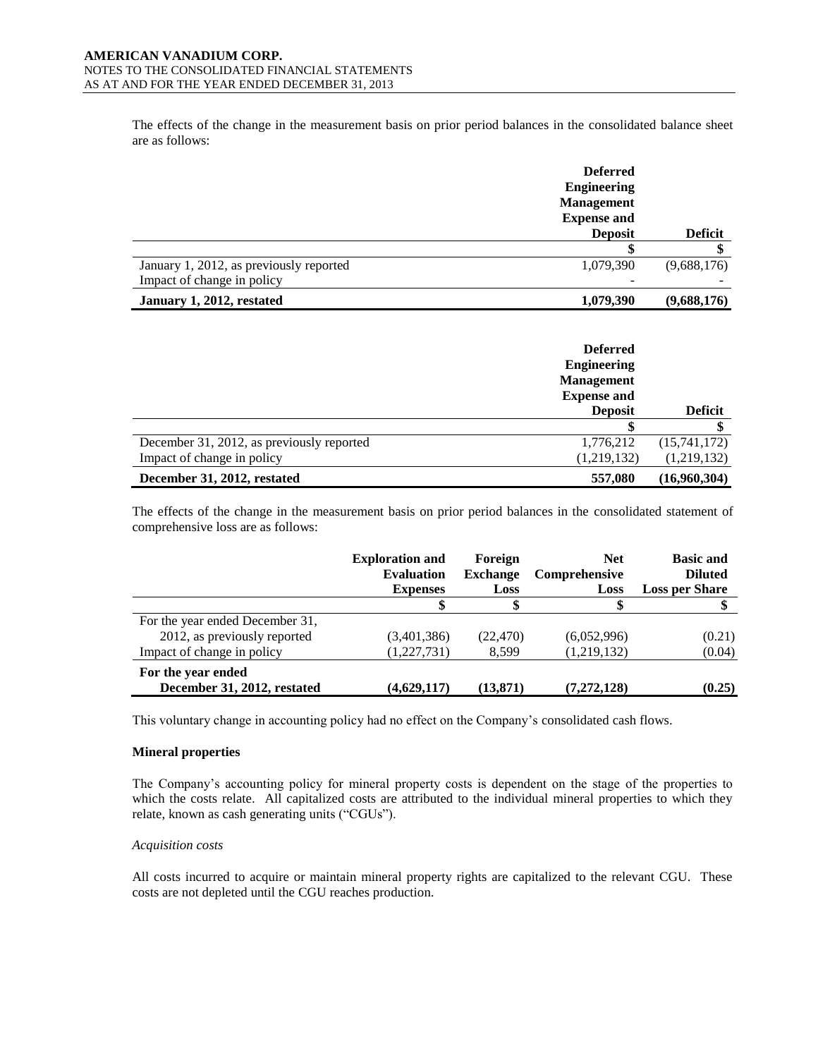The effects of the change in the measurement basis on prior period balances in the consolidated balance sheet are as follows:

| | Deferred Engineering Management Expense and Deposit | Deficit |
|---|---|---|
| | $ | $ |
| January 1, 2012, as previously reported | 1,079,390 | (9,688,176) |
| Impact of change in policy | - | - |
| **January 1, 2012, restated** | **1,079,390** | **(9,688,176)** |

| | Deferred Engineering Management Expense and Deposit | Deficit |
|---|---|---|
| | $ | $ |
| December 31, 2012, as previously reported | 1,776,212 | (15,741,172) |
| Impact of change in policy | (1,219,132) | (1,219,132) |
| **December 31, 2012, restated** | **557,080** | **(16,960,304)** |

The effects of the change in the measurement basis on prior period balances in the consolidated statement of comprehensive loss are as follows:

| | Exploration and Evaluation Expenses | Foreign Exchange Loss | Net Comprehensive Loss | Basic and Diluted Loss per Share |
|---|---|---|---|---|
| | $ | $ | $ | $ |
| For the year ended December 31, 2012, as previously reported | (3,401,386) | (22,470) | (6,052,996) | (0.21) |
| Impact of change in policy | (1,227,731) | 8,599 | (1,219,132) | (0.04) |
| **For the year ended December 31, 2012, restated** | **(4,629,117)** | **(13,871)** | **(7,272,128)** | **(0.25)** |

This voluntary change in accounting policy had no effect on the Company's consolidated cash flows.

**Mineral properties**

The Company's accounting policy for mineral property costs is dependent on the stage of the properties to which the costs relate. All capitalized costs are attributed to the individual mineral properties to which they relate, known as cash generating units ("CGUs").

*Acquisition costs*

All costs incurred to acquire or maintain mineral property rights are capitalized to the relevant CGU. These costs are not depleted until the CGU reaches production.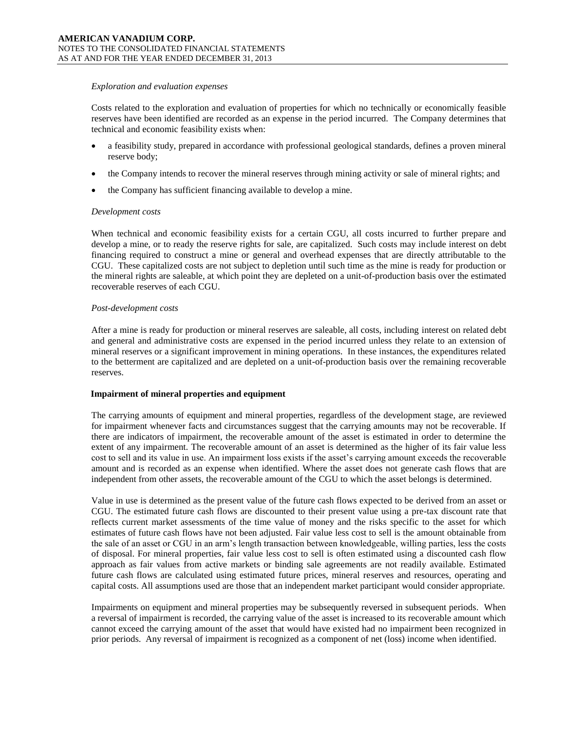*Exploration and evaluation expenses*

Costs related to the exploration and evaluation of properties for which no technically or economically feasible reserves have been identified are recorded as an expense in the period incurred. The Company determines that technical and economic feasibility exists when:

- a feasibility study, prepared in accordance with professional geological standards, defines a proven mineral reserve body;
- the Company intends to recover the mineral reserves through mining activity or sale of mineral rights; and
- the Company has sufficient financing available to develop a mine.

*Development costs*

When technical and economic feasibility exists for a certain CGU, all costs incurred to further prepare and develop a mine, or to ready the reserve rights for sale, are capitalized. Such costs may include interest on debt financing required to construct a mine or general and overhead expenses that are directly attributable to the CGU. These capitalized costs are not subject to depletion until such time as the mine is ready for production or the mineral rights are saleable, at which point they are depleted on a unit-of-production basis over the estimated recoverable reserves of each CGU.

*Post-development costs*

After a mine is ready for production or mineral reserves are saleable, all costs, including interest on related debt and general and administrative costs are expensed in the period incurred unless they relate to an extension of mineral reserves or a significant improvement in mining operations. In these instances, the expenditures related to the betterment are capitalized and are depleted on a unit-of-production basis over the remaining recoverable reserves.

**Impairment of mineral properties and equipment**

The carrying amounts of equipment and mineral properties, regardless of the development stage, are reviewed for impairment whenever facts and circumstances suggest that the carrying amounts may not be recoverable. If there are indicators of impairment, the recoverable amount of the asset is estimated in order to determine the extent of any impairment. The recoverable amount of an asset is determined as the higher of its fair value less cost to sell and its value in use. An impairment loss exists if the asset's carrying amount exceeds the recoverable amount and is recorded as an expense when identified. Where the asset does not generate cash flows that are independent from other assets, the recoverable amount of the CGU to which the asset belongs is determined.

Value in use is determined as the present value of the future cash flows expected to be derived from an asset or CGU. The estimated future cash flows are discounted to their present value using a pre-tax discount rate that reflects current market assessments of the time value of money and the risks specific to the asset for which estimates of future cash flows have not been adjusted. Fair value less cost to sell is the amount obtainable from the sale of an asset or CGU in an arm's length transaction between knowledgeable, willing parties, less the costs of disposal. For mineral properties, fair value less cost to sell is often estimated using a discounted cash flow approach as fair values from active markets or binding sale agreements are not readily available. Estimated future cash flows are calculated using estimated future prices, mineral reserves and resources, operating and capital costs. All assumptions used are those that an independent market participant would consider appropriate.

Impairments on equipment and mineral properties may be subsequently reversed in subsequent periods. When a reversal of impairment is recorded, the carrying value of the asset is increased to its recoverable amount which cannot exceed the carrying amount of the asset that would have existed had no impairment been recognized in prior periods. Any reversal of impairment is recognized as a component of net (loss) income when identified.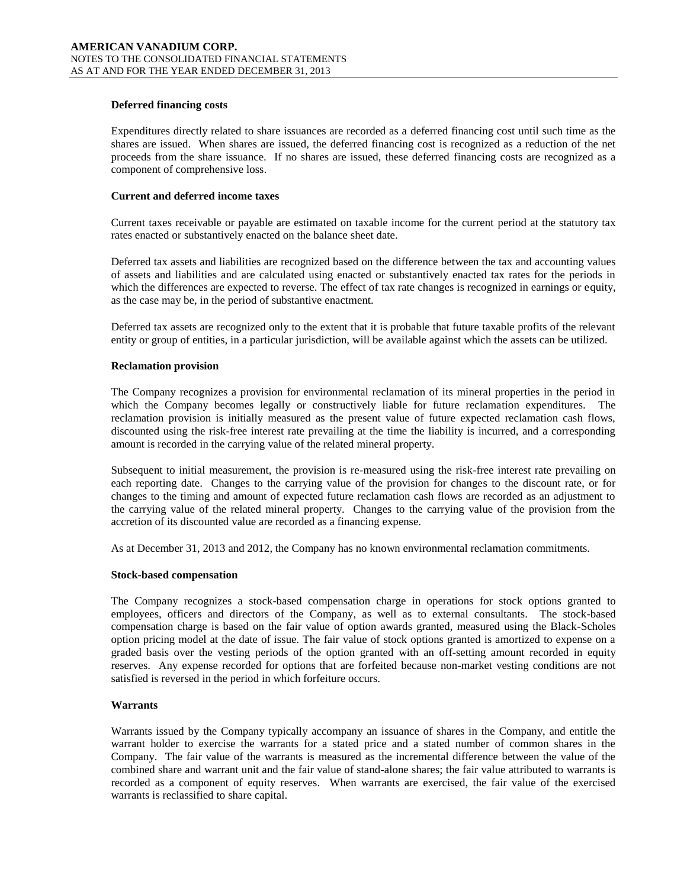#### Deferred financing costs

Expenditures directly related to share issuances are recorded as a deferred financing cost until such time as the shares are issued. When shares are issued, the deferred financing cost is recognized as a reduction of the net proceeds from the share issuance. If no shares are issued, these deferred financing costs are recognized as a component of comprehensive loss.

#### Current and deferred income taxes

Current taxes receivable or payable are estimated on taxable income for the current period at the statutory tax rates enacted or substantively enacted on the balance sheet date.

Deferred tax assets and liabilities are recognized based on the difference between the tax and accounting values of assets and liabilities and are calculated using enacted or substantively enacted tax rates for the periods in which the differences are expected to reverse. The effect of tax rate changes is recognized in earnings or equity, as the case may be, in the period of substantive enactment.

Deferred tax assets are recognized only to the extent that it is probable that future taxable profits of the relevant entity or group of entities, in a particular jurisdiction, will be available against which the assets can be utilized.

#### Reclamation provision

The Company recognizes a provision for environmental reclamation of its mineral properties in the period in which the Company becomes legally or constructively liable for future reclamation expenditures. The reclamation provision is initially measured as the present value of future expected reclamation cash flows, discounted using the risk-free interest rate prevailing at the time the liability is incurred, and a corresponding amount is recorded in the carrying value of the related mineral property.

Subsequent to initial measurement, the provision is re-measured using the risk-free interest rate prevailing on each reporting date. Changes to the carrying value of the provision for changes to the discount rate, or for changes to the timing and amount of expected future reclamation cash flows are recorded as an adjustment to the carrying value of the related mineral property. Changes to the carrying value of the provision from the accretion of its discounted value are recorded as a financing expense.

As at December 31, 2013 and 2012, the Company has no known environmental reclamation commitments.

#### Stock-based compensation

The Company recognizes a stock-based compensation charge in operations for stock options granted to employees, officers and directors of the Company, as well as to external consultants. The stock-based compensation charge is based on the fair value of option awards granted, measured using the Black-Scholes option pricing model at the date of issue. The fair value of stock options granted is amortized to expense on a graded basis over the vesting periods of the option granted with an off-setting amount recorded in equity reserves. Any expense recorded for options that are forfeited because non-market vesting conditions are not satisfied is reversed in the period in which forfeiture occurs.

#### Warrants

Warrants issued by the Company typically accompany an issuance of shares in the Company, and entitle the warrant holder to exercise the warrants for a stated price and a stated number of common shares in the Company. The fair value of the warrants is measured as the incremental difference between the value of the combined share and warrant unit and the fair value of stand-alone shares; the fair value attributed to warrants is recorded as a component of equity reserves. When warrants are exercised, the fair value of the exercised warrants is reclassified to share capital.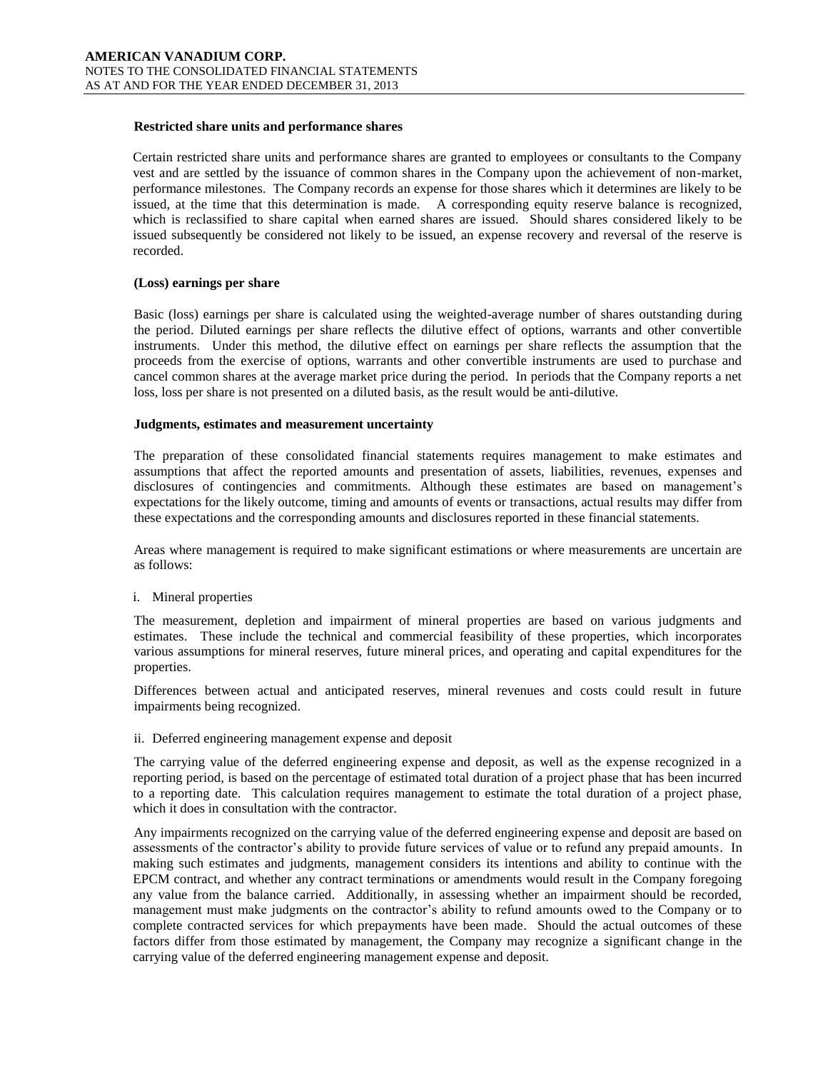### Restricted share units and performance shares

Certain restricted share units and performance shares are granted to employees or consultants to the Company vest and are settled by the issuance of common shares in the Company upon the achievement of non-market, performance milestones. The Company records an expense for those shares which it determines are likely to be issued, at the time that this determination is made. A corresponding equity reserve balance is recognized, which is reclassified to share capital when earned shares are issued. Should shares considered likely to be issued subsequently be considered not likely to be issued, an expense recovery and reversal of the reserve is recorded.

### (Loss) earnings per share

Basic (loss) earnings per share is calculated using the weighted-average number of shares outstanding during the period. Diluted earnings per share reflects the dilutive effect of options, warrants and other convertible instruments. Under this method, the dilutive effect on earnings per share reflects the assumption that the proceeds from the exercise of options, warrants and other convertible instruments are used to purchase and cancel common shares at the average market price during the period. In periods that the Company reports a net loss, loss per share is not presented on a diluted basis, as the result would be anti-dilutive.

### Judgments, estimates and measurement uncertainty

The preparation of these consolidated financial statements requires management to make estimates and assumptions that affect the reported amounts and presentation of assets, liabilities, revenues, expenses and disclosures of contingencies and commitments. Although these estimates are based on management's expectations for the likely outcome, timing and amounts of events or transactions, actual results may differ from these expectations and the corresponding amounts and disclosures reported in these financial statements.

Areas where management is required to make significant estimations or where measurements are uncertain are as follows:

i. Mineral properties

The measurement, depletion and impairment of mineral properties are based on various judgments and estimates. These include the technical and commercial feasibility of these properties, which incorporates various assumptions for mineral reserves, future mineral prices, and operating and capital expenditures for the properties.

Differences between actual and anticipated reserves, mineral revenues and costs could result in future impairments being recognized.

ii. Deferred engineering management expense and deposit

The carrying value of the deferred engineering expense and deposit, as well as the expense recognized in a reporting period, is based on the percentage of estimated total duration of a project phase that has been incurred to a reporting date. This calculation requires management to estimate the total duration of a project phase, which it does in consultation with the contractor.

Any impairments recognized on the carrying value of the deferred engineering expense and deposit are based on assessments of the contractor's ability to provide future services of value or to refund any prepaid amounts. In making such estimates and judgments, management considers its intentions and ability to continue with the EPCM contract, and whether any contract terminations or amendments would result in the Company foregoing any value from the balance carried. Additionally, in assessing whether an impairment should be recorded, management must make judgments on the contractor's ability to refund amounts owed to the Company or to complete contracted services for which prepayments have been made. Should the actual outcomes of these factors differ from those estimated by management, the Company may recognize a significant change in the carrying value of the deferred engineering management expense and deposit.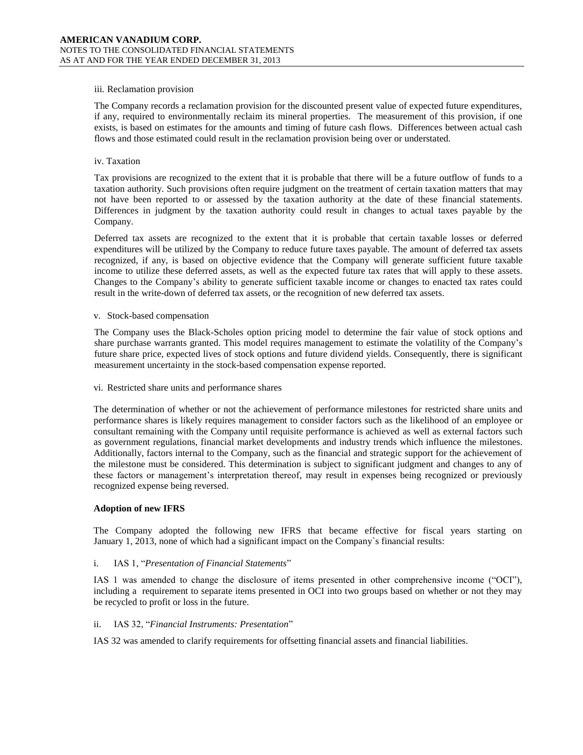iii. Reclamation provision

The Company records a reclamation provision for the discounted present value of expected future expenditures, if any, required to environmentally reclaim its mineral properties. The measurement of this provision, if one exists, is based on estimates for the amounts and timing of future cash flows. Differences between actual cash flows and those estimated could result in the reclamation provision being over or understated.

iv. Taxation

Tax provisions are recognized to the extent that it is probable that there will be a future outflow of funds to a taxation authority. Such provisions often require judgment on the treatment of certain taxation matters that may not have been reported to or assessed by the taxation authority at the date of these financial statements. Differences in judgment by the taxation authority could result in changes to actual taxes payable by the Company.

Deferred tax assets are recognized to the extent that it is probable that certain taxable losses or deferred expenditures will be utilized by the Company to reduce future taxes payable. The amount of deferred tax assets recognized, if any, is based on objective evidence that the Company will generate sufficient future taxable income to utilize these deferred assets, as well as the expected future tax rates that will apply to these assets. Changes to the Company's ability to generate sufficient taxable income or changes to enacted tax rates could result in the write-down of deferred tax assets, or the recognition of new deferred tax assets.

v. Stock-based compensation

The Company uses the Black-Scholes option pricing model to determine the fair value of stock options and share purchase warrants granted. This model requires management to estimate the volatility of the Company's future share price, expected lives of stock options and future dividend yields. Consequently, there is significant measurement uncertainty in the stock-based compensation expense reported.

vi. Restricted share units and performance shares

The determination of whether or not the achievement of performance milestones for restricted share units and performance shares is likely requires management to consider factors such as the likelihood of an employee or consultant remaining with the Company until requisite performance is achieved as well as external factors such as government regulations, financial market developments and industry trends which influence the milestones. Additionally, factors internal to the Company, such as the financial and strategic support for the achievement of the milestone must be considered. This determination is subject to significant judgment and changes to any of these factors or management's interpretation thereof, may result in expenses being recognized or previously recognized expense being reversed.

**Adoption of new IFRS**

The Company adopted the following new IFRS that became effective for fiscal years starting on January 1, 2013, none of which had a significant impact on the Company`s financial results:

i. IAS 1, "*Presentation of Financial Statements*"

IAS 1 was amended to change the disclosure of items presented in other comprehensive income ("OCI"), including a requirement to separate items presented in OCI into two groups based on whether or not they may be recycled to profit or loss in the future.

ii. IAS 32, "*Financial Instruments: Presentation*"

IAS 32 was amended to clarify requirements for offsetting financial assets and financial liabilities.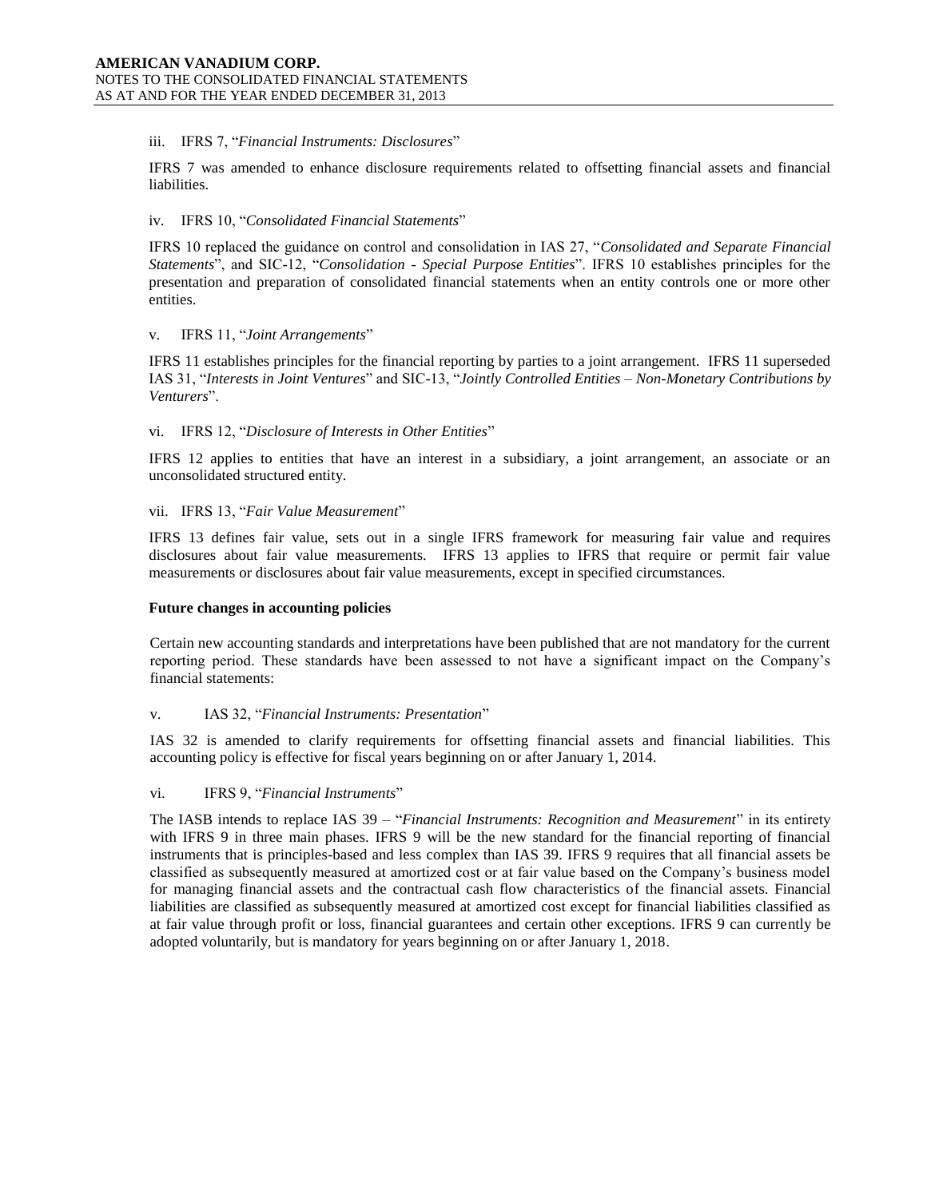iii. IFRS 7, "*Financial Instruments: Disclosures*"

IFRS 7 was amended to enhance disclosure requirements related to offsetting financial assets and financial liabilities.

iv. IFRS 10, "*Consolidated Financial Statements*"

IFRS 10 replaced the guidance on control and consolidation in IAS 27, "*Consolidated and Separate Financial Statements*", and SIC-12, "*Consolidation - Special Purpose Entities*". IFRS 10 establishes principles for the presentation and preparation of consolidated financial statements when an entity controls one or more other entities.

v. IFRS 11, "*Joint Arrangements*"

IFRS 11 establishes principles for the financial reporting by parties to a joint arrangement. IFRS 11 superseded IAS 31, "*Interests in Joint Ventures*" and SIC-13, "*Jointly Controlled Entities – Non-Monetary Contributions by Venturers*".

vi. IFRS 12, "*Disclosure of Interests in Other Entities*"

IFRS 12 applies to entities that have an interest in a subsidiary, a joint arrangement, an associate or an unconsolidated structured entity.

vii. IFRS 13, "*Fair Value Measurement*"

IFRS 13 defines fair value, sets out in a single IFRS framework for measuring fair value and requires disclosures about fair value measurements. IFRS 13 applies to IFRS that require or permit fair value measurements or disclosures about fair value measurements, except in specified circumstances.

**Future changes in accounting policies**

Certain new accounting standards and interpretations have been published that are not mandatory for the current reporting period. These standards have been assessed to not have a significant impact on the Company's financial statements:

v. IAS 32, "*Financial Instruments: Presentation*"

IAS 32 is amended to clarify requirements for offsetting financial assets and financial liabilities. This accounting policy is effective for fiscal years beginning on or after January 1, 2014.

vi. IFRS 9, "*Financial Instruments*"

The IASB intends to replace IAS 39 – "*Financial Instruments: Recognition and Measurement*" in its entirety with IFRS 9 in three main phases. IFRS 9 will be the new standard for the financial reporting of financial instruments that is principles-based and less complex than IAS 39. IFRS 9 requires that all financial assets be classified as subsequently measured at amortized cost or at fair value based on the Company's business model for managing financial assets and the contractual cash flow characteristics of the financial assets. Financial liabilities are classified as subsequently measured at amortized cost except for financial liabilities classified as at fair value through profit or loss, financial guarantees and certain other exceptions. IFRS 9 can currently be adopted voluntarily, but is mandatory for years beginning on or after January 1, 2018.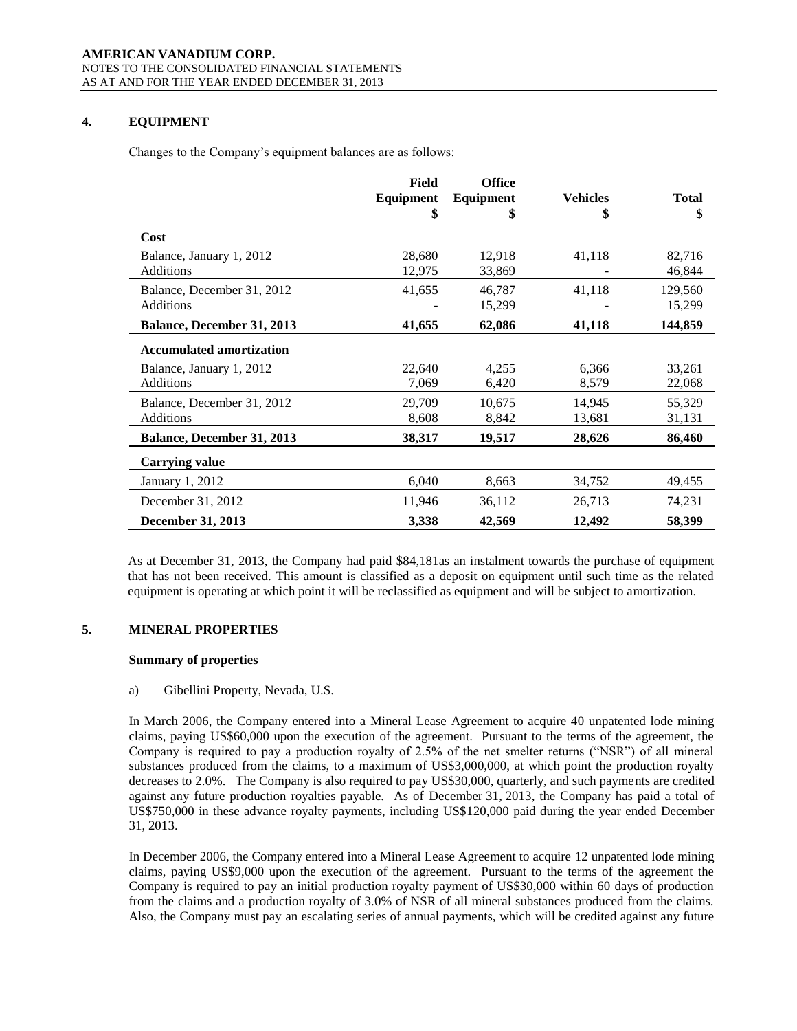## 4. EQUIPMENT

Changes to the Company's equipment balances are as follows:

| | Field Equipment | Office Equipment | Vehicles | Total |
|---|---|---|---|---|
| | $ | $ | $ | $ |
| **Cost** | | | | |
| Balance, January 1, 2012 | 28,680 | 12,918 | 41,118 | 82,716 |
| Additions | 12,975 | 33,869 | - | 46,844 |
| Balance, December 31, 2012 | 41,655 | 46,787 | 41,118 | 129,560 |
| Additions | - | 15,299 | - | 15,299 |
| **Balance, December 31, 2013** | **41,655** | **62,086** | **41,118** | **144,859** |
| **Accumulated amortization** | | | | |
| Balance, January 1, 2012 | 22,640 | 4,255 | 6,366 | 33,261 |
| Additions | 7,069 | 6,420 | 8,579 | 22,068 |
| Balance, December 31, 2012 | 29,709 | 10,675 | 14,945 | 55,329 |
| Additions | 8,608 | 8,842 | 13,681 | 31,131 |
| **Balance, December 31, 2013** | **38,317** | **19,517** | **28,626** | **86,460** |
| **Carrying value** | | | | |
| January 1, 2012 | 6,040 | 8,663 | 34,752 | 49,455 |
| December 31, 2012 | 11,946 | 36,112 | 26,713 | 74,231 |
| **December 31, 2013** | **3,338** | **42,569** | **12,492** | **58,399** |

As at December 31, 2013, the Company had paid $84,181as an instalment towards the purchase of equipment that has not been received. This amount is classified as a deposit on equipment until such time as the related equipment is operating at which point it will be reclassified as equipment and will be subject to amortization.

## 5. MINERAL PROPERTIES

### Summary of properties

a) Gibellini Property, Nevada, U.S.

In March 2006, the Company entered into a Mineral Lease Agreement to acquire 40 unpatented lode mining claims, paying US$60,000 upon the execution of the agreement. Pursuant to the terms of the agreement, the Company is required to pay a production royalty of 2.5% of the net smelter returns ("NSR") of all mineral substances produced from the claims, to a maximum of US$3,000,000, at which point the production royalty decreases to 2.0%. The Company is also required to pay US$30,000, quarterly, and such payments are credited against any future production royalties payable. As of December 31, 2013, the Company has paid a total of US$750,000 in these advance royalty payments, including US$120,000 paid during the year ended December 31, 2013.

In December 2006, the Company entered into a Mineral Lease Agreement to acquire 12 unpatented lode mining claims, paying US$9,000 upon the execution of the agreement. Pursuant to the terms of the agreement the Company is required to pay an initial production royalty payment of US$30,000 within 60 days of production from the claims and a production royalty of 3.0% of NSR of all mineral substances produced from the claims. Also, the Company must pay an escalating series of annual payments, which will be credited against any future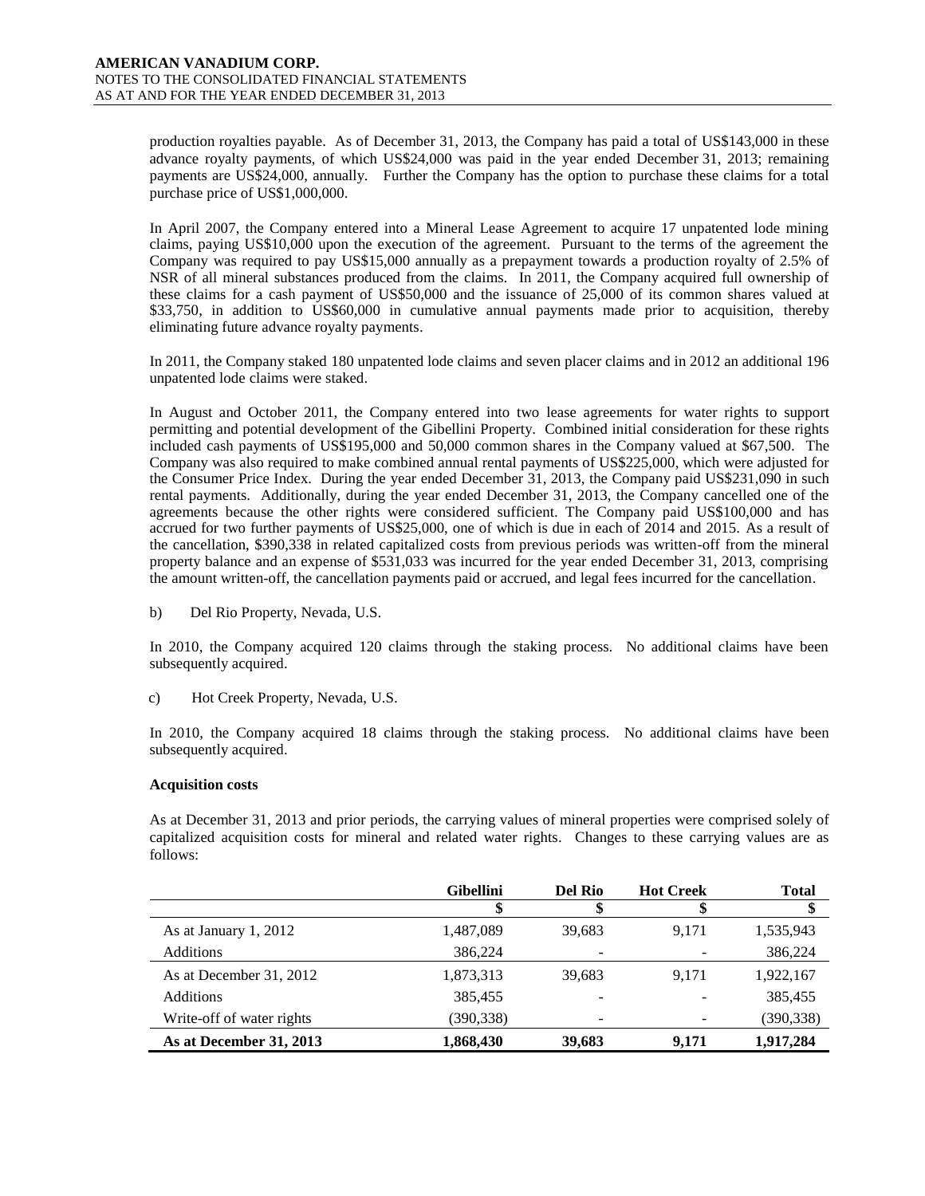production royalties payable. As of December 31, 2013, the Company has paid a total of US$143,000 in these advance royalty payments, of which US$24,000 was paid in the year ended December 31, 2013; remaining payments are US$24,000, annually. Further the Company has the option to purchase these claims for a total purchase price of US$1,000,000.

In April 2007, the Company entered into a Mineral Lease Agreement to acquire 17 unpatented lode mining claims, paying US$10,000 upon the execution of the agreement. Pursuant to the terms of the agreement the Company was required to pay US$15,000 annually as a prepayment towards a production royalty of 2.5% of NSR of all mineral substances produced from the claims. In 2011, the Company acquired full ownership of these claims for a cash payment of US$50,000 and the issuance of 25,000 of its common shares valued at $33,750, in addition to US$60,000 in cumulative annual payments made prior to acquisition, thereby eliminating future advance royalty payments.

In 2011, the Company staked 180 unpatented lode claims and seven placer claims and in 2012 an additional 196 unpatented lode claims were staked.

In August and October 2011, the Company entered into two lease agreements for water rights to support permitting and potential development of the Gibellini Property. Combined initial consideration for these rights included cash payments of US$195,000 and 50,000 common shares in the Company valued at $67,500. The Company was also required to make combined annual rental payments of US$225,000, which were adjusted for the Consumer Price Index. During the year ended December 31, 2013, the Company paid US$231,090 in such rental payments. Additionally, during the year ended December 31, 2013, the Company cancelled one of the agreements because the other rights were considered sufficient. The Company paid US$100,000 and has accrued for two further payments of US$25,000, one of which is due in each of 2014 and 2015. As a result of the cancellation, $390,338 in related capitalized costs from previous periods was written-off from the mineral property balance and an expense of $531,033 was incurred for the year ended December 31, 2013, comprising the amount written-off, the cancellation payments paid or accrued, and legal fees incurred for the cancellation.

b) Del Rio Property, Nevada, U.S.

In 2010, the Company acquired 120 claims through the staking process. No additional claims have been subsequently acquired.

c) Hot Creek Property, Nevada, U.S.

In 2010, the Company acquired 18 claims through the staking process. No additional claims have been subsequently acquired.

**Acquisition costs**

As at December 31, 2013 and prior periods, the carrying values of mineral properties were comprised solely of capitalized acquisition costs for mineral and related water rights. Changes to these carrying values are as follows:

| | Gibellini | Del Rio | Hot Creek | Total |
|---|---|---|---|---|
| | $ | $ | $ | $ |
| As at January 1, 2012 | 1,487,089 | 39,683 | 9,171 | 1,535,943 |
| Additions | 386,224 | - | - | 386,224 |
| As at December 31, 2012 | 1,873,313 | 39,683 | 9,171 | 1,922,167 |
| Additions | 385,455 | - | - | 385,455 |
| Write-off of water rights | (390,338) | - | - | (390,338) |
| **As at December 31, 2013** | **1,868,430** | **39,683** | **9,171** | **1,917,284** |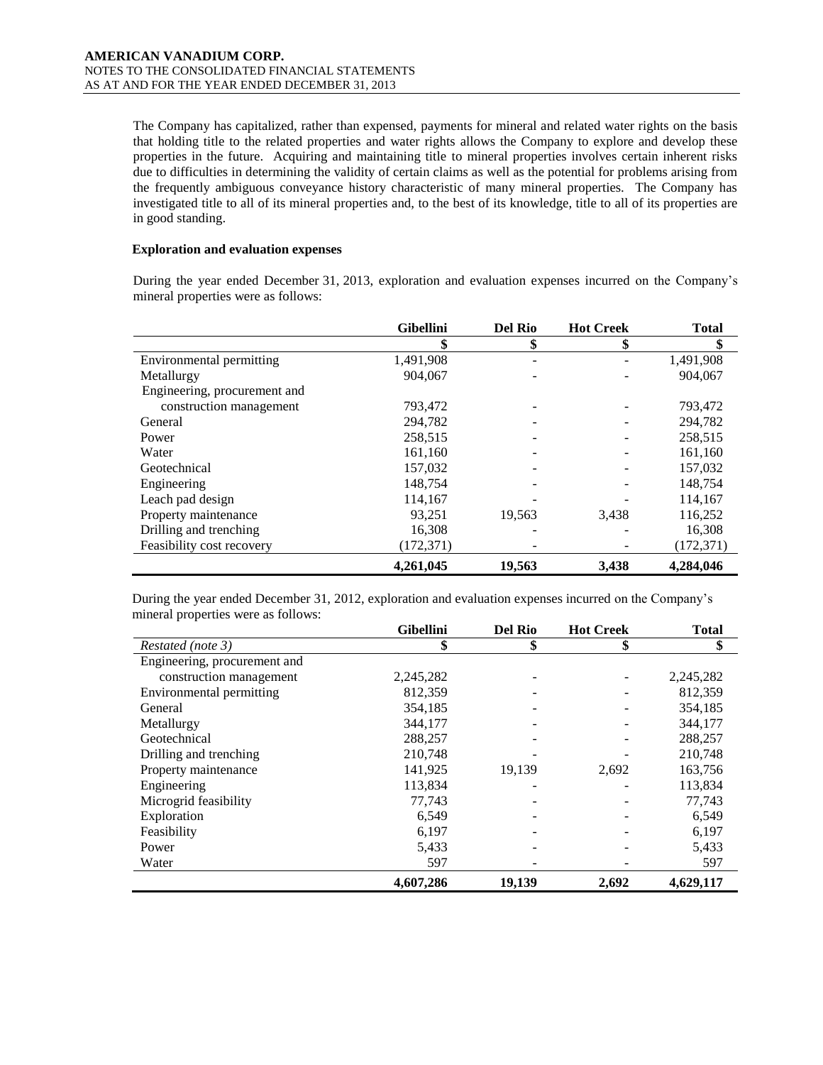The Company has capitalized, rather than expensed, payments for mineral and related water rights on the basis that holding title to the related properties and water rights allows the Company to explore and develop these properties in the future. Acquiring and maintaining title to mineral properties involves certain inherent risks due to difficulties in determining the validity of certain claims as well as the potential for problems arising from the frequently ambiguous conveyance history characteristic of many mineral properties. The Company has investigated title to all of its mineral properties and, to the best of its knowledge, title to all of its properties are in good standing.

**Exploration and evaluation expenses**

During the year ended December 31, 2013, exploration and evaluation expenses incurred on the Company's mineral properties were as follows:

| | Gibellini | Del Rio | Hot Creek | Total |
|---|---|---|---|---|
| | $ | $ | $ | $ |
| Environmental permitting | 1,491,908 | - | - | 1,491,908 |
| Metallurgy | 904,067 | - | - | 904,067 |
| Engineering, procurement and construction management | 793,472 | - | - | 793,472 |
| General | 294,782 | - | - | 294,782 |
| Power | 258,515 | - | - | 258,515 |
| Water | 161,160 | - | - | 161,160 |
| Geotechnical | 157,032 | - | - | 157,032 |
| Engineering | 148,754 | - | - | 148,754 |
| Leach pad design | 114,167 | - | - | 114,167 |
| Property maintenance | 93,251 | 19,563 | 3,438 | 116,252 |
| Drilling and trenching | 16,308 | - | - | 16,308 |
| Feasibility cost recovery | (172,371) | - | - | (172,371) |
| | **4,261,045** | **19,563** | **3,438** | **4,284,046** |

During the year ended December 31, 2012, exploration and evaluation expenses incurred on the Company's mineral properties were as follows:

| | Gibellini | Del Rio | Hot Creek | Total |
|---|---|---|---|---|
| *Restated (note 3)* | $ | $ | $ | $ |
| Engineering, procurement and construction management | 2,245,282 | - | - | 2,245,282 |
| Environmental permitting | 812,359 | - | - | 812,359 |
| General | 354,185 | - | - | 354,185 |
| Metallurgy | 344,177 | - | - | 344,177 |
| Geotechnical | 288,257 | - | - | 288,257 |
| Drilling and trenching | 210,748 | - | - | 210,748 |
| Property maintenance | 141,925 | 19,139 | 2,692 | 163,756 |
| Engineering | 113,834 | - | - | 113,834 |
| Microgrid feasibility | 77,743 | - | - | 77,743 |
| Exploration | 6,549 | - | - | 6,549 |
| Feasibility | 6,197 | - | - | 6,197 |
| Power | 5,433 | - | - | 5,433 |
| Water | 597 | - | - | 597 |
| | **4,607,286** | **19,139** | **2,692** | **4,629,117** |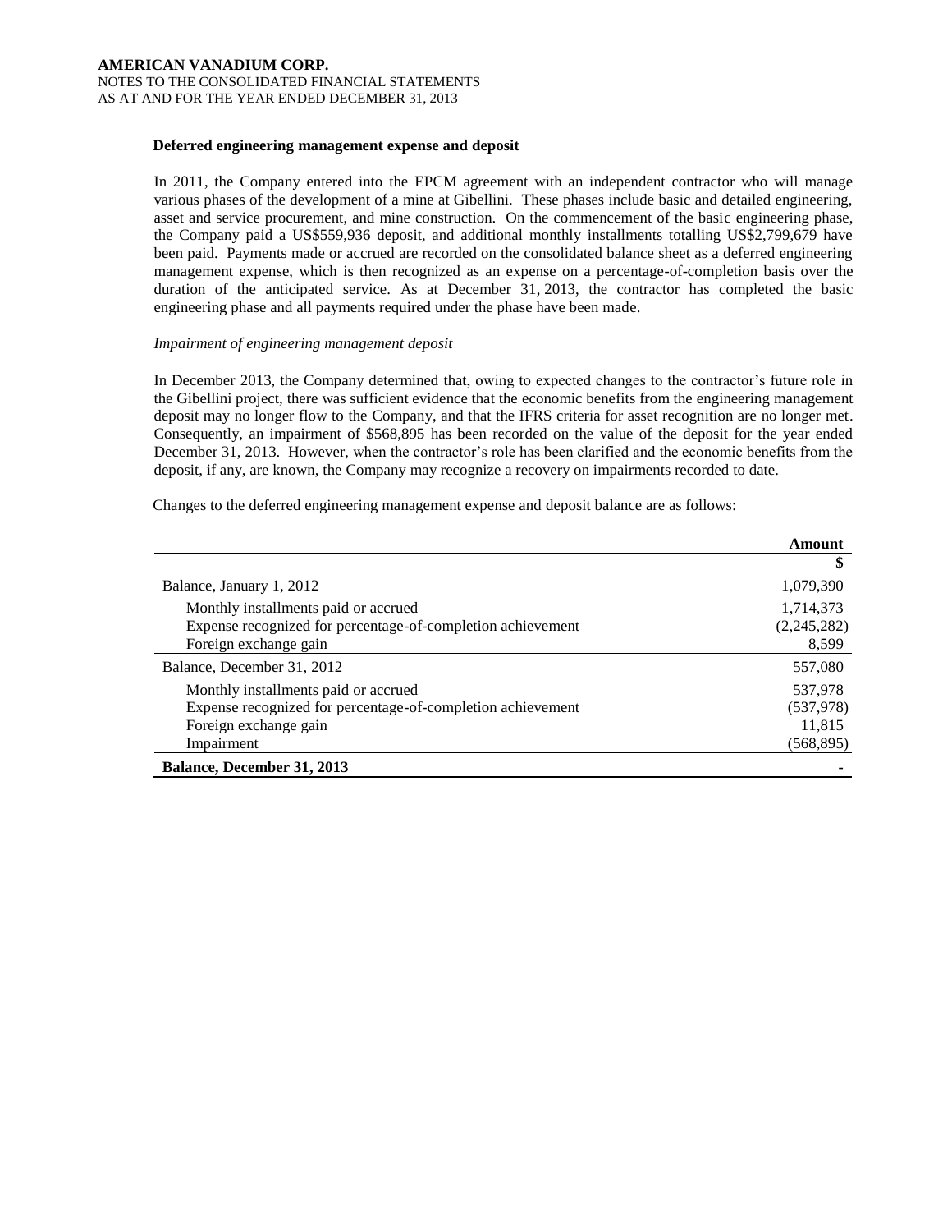**Deferred engineering management expense and deposit**

In 2011, the Company entered into the EPCM agreement with an independent contractor who will manage various phases of the development of a mine at Gibellini. These phases include basic and detailed engineering, asset and service procurement, and mine construction. On the commencement of the basic engineering phase, the Company paid a US$559,936 deposit, and additional monthly installments totalling US$2,799,679 have been paid. Payments made or accrued are recorded on the consolidated balance sheet as a deferred engineering management expense, which is then recognized as an expense on a percentage-of-completion basis over the duration of the anticipated service. As at December 31, 2013, the contractor has completed the basic engineering phase and all payments required under the phase have been made.

*Impairment of engineering management deposit*

In December 2013, the Company determined that, owing to expected changes to the contractor's future role in the Gibellini project, there was sufficient evidence that the economic benefits from the engineering management deposit may no longer flow to the Company, and that the IFRS criteria for asset recognition are no longer met. Consequently, an impairment of $568,895 has been recorded on the value of the deposit for the year ended December 31, 2013. However, when the contractor's role has been clarified and the economic benefits from the deposit, if any, are known, the Company may recognize a recovery on impairments recorded to date.

Changes to the deferred engineering management expense and deposit balance are as follows:

| | Amount |
|---|---|
| | $ |
| Balance, January 1, 2012 | 1,079,390 |
| Monthly installments paid or accrued | 1,714,373 |
| Expense recognized for percentage-of-completion achievement | (2,245,282) |
| Foreign exchange gain | 8,599 |
| Balance, December 31, 2012 | 557,080 |
| Monthly installments paid or accrued | 537,978 |
| Expense recognized for percentage-of-completion achievement | (537,978) |
| Foreign exchange gain | 11,815 |
| Impairment | (568,895) |
| **Balance, December 31, 2013** | - |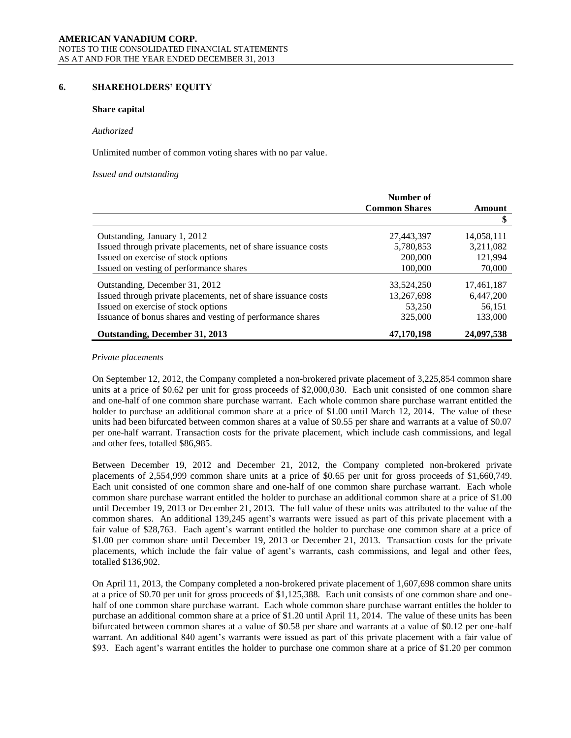## 6. SHAREHOLDERS' EQUITY

### Share capital

*Authorized*

Unlimited number of common voting shares with no par value.

*Issued and outstanding*

| | Number of Common Shares | Amount |
|---|---|---|
| | | $ |
| Outstanding, January 1, 2012 | 27,443,397 | 14,058,111 |
| Issued through private placements, net of share issuance costs | 5,780,853 | 3,211,082 |
| Issued on exercise of stock options | 200,000 | 121,994 |
| Issued on vesting of performance shares | 100,000 | 70,000 |
| Outstanding, December 31, 2012 | 33,524,250 | 17,461,187 |
| Issued through private placements, net of share issuance costs | 13,267,698 | 6,447,200 |
| Issued on exercise of stock options | 53,250 | 56,151 |
| Issuance of bonus shares and vesting of performance shares | 325,000 | 133,000 |
| **Outstanding, December 31, 2013** | **47,170,198** | **24,097,538** |

*Private placements*

On September 12, 2012, the Company completed a non-brokered private placement of 3,225,854 common share units at a price of $0.62 per unit for gross proceeds of $2,000,030. Each unit consisted of one common share and one-half of one common share purchase warrant. Each whole common share purchase warrant entitled the holder to purchase an additional common share at a price of $1.00 until March 12, 2014. The value of these units had been bifurcated between common shares at a value of $0.55 per share and warrants at a value of $0.07 per one-half warrant. Transaction costs for the private placement, which include cash commissions, and legal and other fees, totalled $86,985.

Between December 19, 2012 and December 21, 2012, the Company completed non-brokered private placements of 2,554,999 common share units at a price of $0.65 per unit for gross proceeds of $1,660,749. Each unit consisted of one common share and one-half of one common share purchase warrant. Each whole common share purchase warrant entitled the holder to purchase an additional common share at a price of $1.00 until December 19, 2013 or December 21, 2013. The full value of these units was attributed to the value of the common shares. An additional 139,245 agent's warrants were issued as part of this private placement with a fair value of $28,763. Each agent's warrant entitled the holder to purchase one common share at a price of $1.00 per common share until December 19, 2013 or December 21, 2013. Transaction costs for the private placements, which include the fair value of agent's warrants, cash commissions, and legal and other fees, totalled $136,902.

On April 11, 2013, the Company completed a non-brokered private placement of 1,607,698 common share units at a price of $0.70 per unit for gross proceeds of $1,125,388. Each unit consists of one common share and one-half of one common share purchase warrant. Each whole common share purchase warrant entitles the holder to purchase an additional common share at a price of $1.20 until April 11, 2014. The value of these units has been bifurcated between common shares at a value of $0.58 per share and warrants at a value of $0.12 per one-half warrant. An additional 840 agent's warrants were issued as part of this private placement with a fair value of $93. Each agent's warrant entitles the holder to purchase one common share at a price of $1.20 per common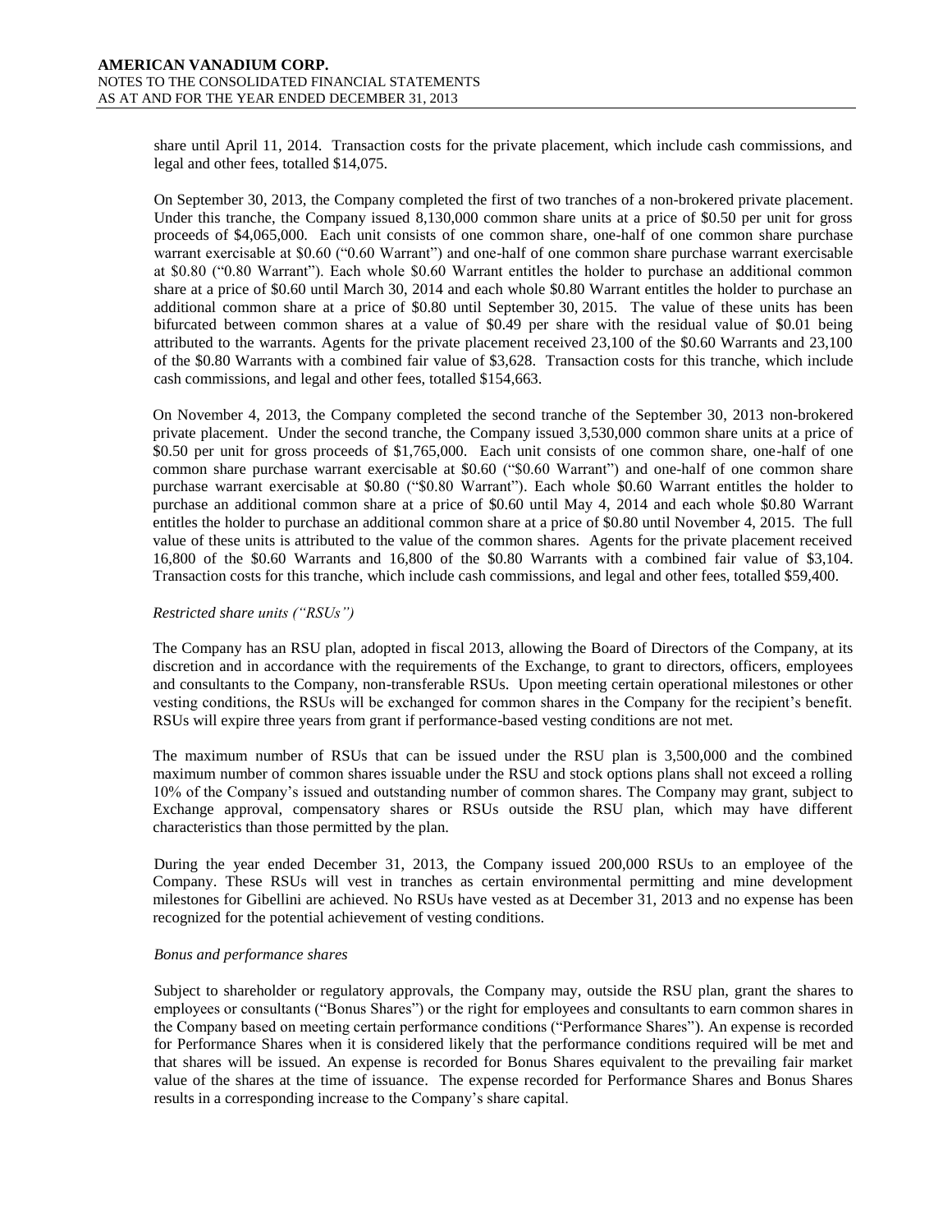share until April 11, 2014. Transaction costs for the private placement, which include cash commissions, and legal and other fees, totalled $14,075.

On September 30, 2013, the Company completed the first of two tranches of a non-brokered private placement. Under this tranche, the Company issued 8,130,000 common share units at a price of $0.50 per unit for gross proceeds of $4,065,000. Each unit consists of one common share, one-half of one common share purchase warrant exercisable at $0.60 ("0.60 Warrant") and one-half of one common share purchase warrant exercisable at $0.80 ("0.80 Warrant"). Each whole $0.60 Warrant entitles the holder to purchase an additional common share at a price of $0.60 until March 30, 2014 and each whole $0.80 Warrant entitles the holder to purchase an additional common share at a price of $0.80 until September 30, 2015. The value of these units has been bifurcated between common shares at a value of $0.49 per share with the residual value of $0.01 being attributed to the warrants. Agents for the private placement received 23,100 of the $0.60 Warrants and 23,100 of the $0.80 Warrants with a combined fair value of $3,628. Transaction costs for this tranche, which include cash commissions, and legal and other fees, totalled $154,663.

On November 4, 2013, the Company completed the second tranche of the September 30, 2013 non-brokered private placement. Under the second tranche, the Company issued 3,530,000 common share units at a price of $0.50 per unit for gross proceeds of $1,765,000. Each unit consists of one common share, one-half of one common share purchase warrant exercisable at $0.60 ("$0.60 Warrant") and one-half of one common share purchase warrant exercisable at $0.80 ("$0.80 Warrant"). Each whole $0.60 Warrant entitles the holder to purchase an additional common share at a price of $0.60 until May 4, 2014 and each whole $0.80 Warrant entitles the holder to purchase an additional common share at a price of $0.80 until November 4, 2015. The full value of these units is attributed to the value of the common shares. Agents for the private placement received 16,800 of the $0.60 Warrants and 16,800 of the $0.80 Warrants with a combined fair value of $3,104. Transaction costs for this tranche, which include cash commissions, and legal and other fees, totalled $59,400.

*Restricted share units ("RSUs")*

The Company has an RSU plan, adopted in fiscal 2013, allowing the Board of Directors of the Company, at its discretion and in accordance with the requirements of the Exchange, to grant to directors, officers, employees and consultants to the Company, non-transferable RSUs. Upon meeting certain operational milestones or other vesting conditions, the RSUs will be exchanged for common shares in the Company for the recipient's benefit. RSUs will expire three years from grant if performance-based vesting conditions are not met.

The maximum number of RSUs that can be issued under the RSU plan is 3,500,000 and the combined maximum number of common shares issuable under the RSU and stock options plans shall not exceed a rolling 10% of the Company's issued and outstanding number of common shares. The Company may grant, subject to Exchange approval, compensatory shares or RSUs outside the RSU plan, which may have different characteristics than those permitted by the plan.

During the year ended December 31, 2013, the Company issued 200,000 RSUs to an employee of the Company. These RSUs will vest in tranches as certain environmental permitting and mine development milestones for Gibellini are achieved. No RSUs have vested as at December 31, 2013 and no expense has been recognized for the potential achievement of vesting conditions.

*Bonus and performance shares*

Subject to shareholder or regulatory approvals, the Company may, outside the RSU plan, grant the shares to employees or consultants ("Bonus Shares") or the right for employees and consultants to earn common shares in the Company based on meeting certain performance conditions ("Performance Shares"). An expense is recorded for Performance Shares when it is considered likely that the performance conditions required will be met and that shares will be issued. An expense is recorded for Bonus Shares equivalent to the prevailing fair market value of the shares at the time of issuance. The expense recorded for Performance Shares and Bonus Shares results in a corresponding increase to the Company's share capital.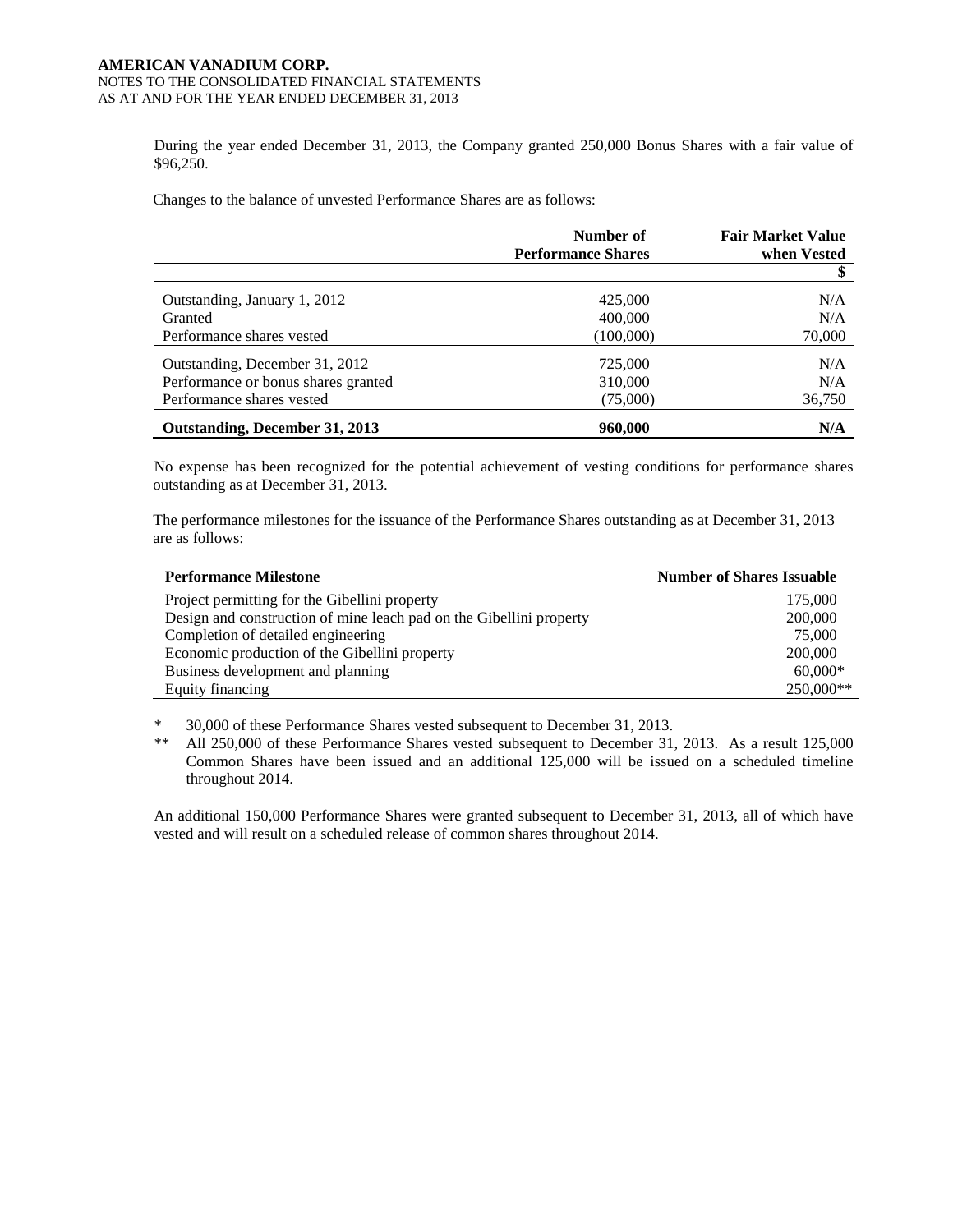During the year ended December 31, 2013, the Company granted 250,000 Bonus Shares with a fair value of $96,250.

Changes to the balance of unvested Performance Shares are as follows:

| | Number of Performance Shares | Fair Market Value when Vested |
|---|---|---|
| | | $ |
| Outstanding, January 1, 2012 | 425,000 | N/A |
| Granted | 400,000 | N/A |
| Performance shares vested | (100,000) | 70,000 |
| Outstanding, December 31, 2012 | 725,000 | N/A |
| Performance or bonus shares granted | 310,000 | N/A |
| Performance shares vested | (75,000) | 36,750 |
| **Outstanding, December 31, 2013** | **960,000** | **N/A** |

No expense has been recognized for the potential achievement of vesting conditions for performance shares outstanding as at December 31, 2013.

The performance milestones for the issuance of the Performance Shares outstanding as at December 31, 2013 are as follows:

| Performance Milestone | Number of Shares Issuable |
|---|---|
| Project permitting for the Gibellini property | 175,000 |
| Design and construction of mine leach pad on the Gibellini property | 200,000 |
| Completion of detailed engineering | 75,000 |
| Economic production of the Gibellini property | 200,000 |
| Business development and planning | 60,000* |
| Equity financing | 250,000** |

\* 30,000 of these Performance Shares vested subsequent to December 31, 2013.

\*\* All 250,000 of these Performance Shares vested subsequent to December 31, 2013. As a result 125,000 Common Shares have been issued and an additional 125,000 will be issued on a scheduled timeline throughout 2014.

An additional 150,000 Performance Shares were granted subsequent to December 31, 2013, all of which have vested and will result on a scheduled release of common shares throughout 2014.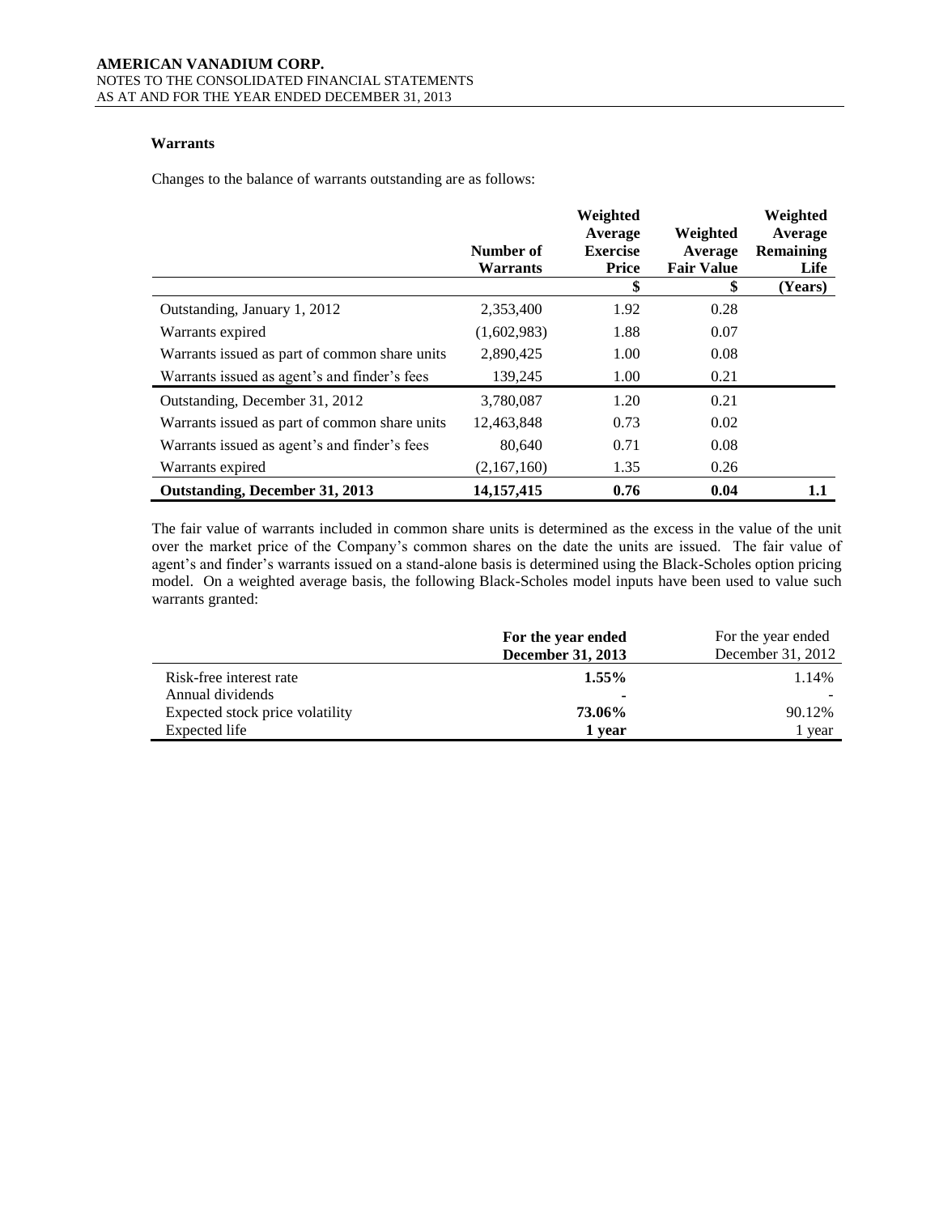### Warrants

Changes to the balance of warrants outstanding are as follows:

| | Number of Warrants | Weighted Average Exercise Price | Weighted Average Fair Value | Weighted Average Remaining Life |
|---|---|---|---|---|
| | | $ | $ | (Years) |
| Outstanding, January 1, 2012 | 2,353,400 | 1.92 | 0.28 | |
| Warrants expired | (1,602,983) | 1.88 | 0.07 | |
| Warrants issued as part of common share units | 2,890,425 | 1.00 | 0.08 | |
| Warrants issued as agent's and finder's fees | 139,245 | 1.00 | 0.21 | |
| Outstanding, December 31, 2012 | 3,780,087 | 1.20 | 0.21 | |
| Warrants issued as part of common share units | 12,463,848 | 0.73 | 0.02 | |
| Warrants issued as agent's and finder's fees | 80,640 | 0.71 | 0.08 | |
| Warrants expired | (2,167,160) | 1.35 | 0.26 | |
| **Outstanding, December 31, 2013** | **14,157,415** | **0.76** | **0.04** | **1.1** |

The fair value of warrants included in common share units is determined as the excess in the value of the unit over the market price of the Company's common shares on the date the units are issued. The fair value of agent's and finder's warrants issued on a stand-alone basis is determined using the Black-Scholes option pricing model. On a weighted average basis, the following Black-Scholes model inputs have been used to value such warrants granted:

| | **For the year ended December 31, 2013** | For the year ended December 31, 2012 |
|---|---|---|
| Risk-free interest rate | **1.55%** | 1.14% |
| Annual dividends | **-** | - |
| Expected stock price volatility | **73.06%** | 90.12% |
| Expected life | **1 year** | 1 year |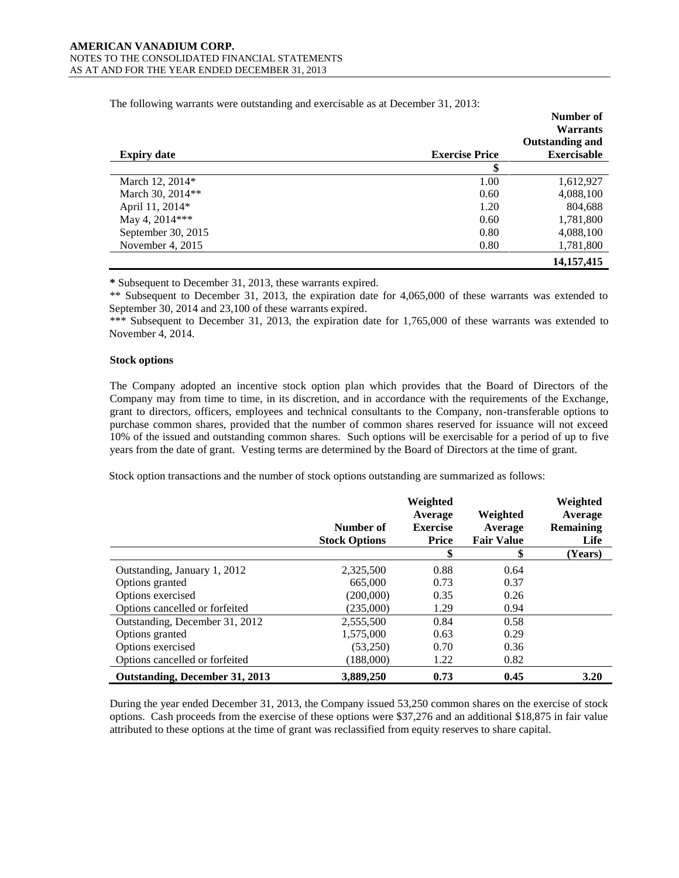The following warrants were outstanding and exercisable as at December 31, 2013:

| Expiry date | Exercise Price | Number of Warrants Outstanding and Exercisable |
|---|---|---|
| | $ | |
| March 12, 2014* | 1.00 | 1,612,927 |
| March 30, 2014** | 0.60 | 4,088,100 |
| April 11, 2014* | 1.20 | 804,688 |
| May 4, 2014*** | 0.60 | 1,781,800 |
| September 30, 2015 | 0.80 | 4,088,100 |
| November 4, 2015 | 0.80 | 1,781,800 |
| | | **14,157,415** |

**\*** Subsequent to December 31, 2013, these warrants expired.

** Subsequent to December 31, 2013, the expiration date for 4,065,000 of these warrants was extended to September 30, 2014 and 23,100 of these warrants expired.

*** Subsequent to December 31, 2013, the expiration date for 1,765,000 of these warrants was extended to November 4, 2014.

**Stock options**

The Company adopted an incentive stock option plan which provides that the Board of Directors of the Company may from time to time, in its discretion, and in accordance with the requirements of the Exchange, grant to directors, officers, employees and technical consultants to the Company, non-transferable options to purchase common shares, provided that the number of common shares reserved for issuance will not exceed 10% of the issued and outstanding common shares. Such options will be exercisable for a period of up to five years from the date of grant. Vesting terms are determined by the Board of Directors at the time of grant.

Stock option transactions and the number of stock options outstanding are summarized as follows:

| | Number of Stock Options | Weighted Average Exercise Price | Weighted Average Fair Value | Weighted Average Remaining Life |
|---|---|---|---|---|
| | | $ | $ | (Years) |
| Outstanding, January 1, 2012 | 2,325,500 | 0.88 | 0.64 | |
| Options granted | 665,000 | 0.73 | 0.37 | |
| Options exercised | (200,000) | 0.35 | 0.26 | |
| Options cancelled or forfeited | (235,000) | 1.29 | 0.94 | |
| Outstanding, December 31, 2012 | 2,555,500 | 0.84 | 0.58 | |
| Options granted | 1,575,000 | 0.63 | 0.29 | |
| Options exercised | (53,250) | 0.70 | 0.36 | |
| Options cancelled or forfeited | (188,000) | 1.22 | 0.82 | |
| **Outstanding, December 31, 2013** | **3,889,250** | **0.73** | **0.45** | **3.20** |

During the year ended December 31, 2013, the Company issued 53,250 common shares on the exercise of stock options. Cash proceeds from the exercise of these options were $37,276 and an additional $18,875 in fair value attributed to these options at the time of grant was reclassified from equity reserves to share capital.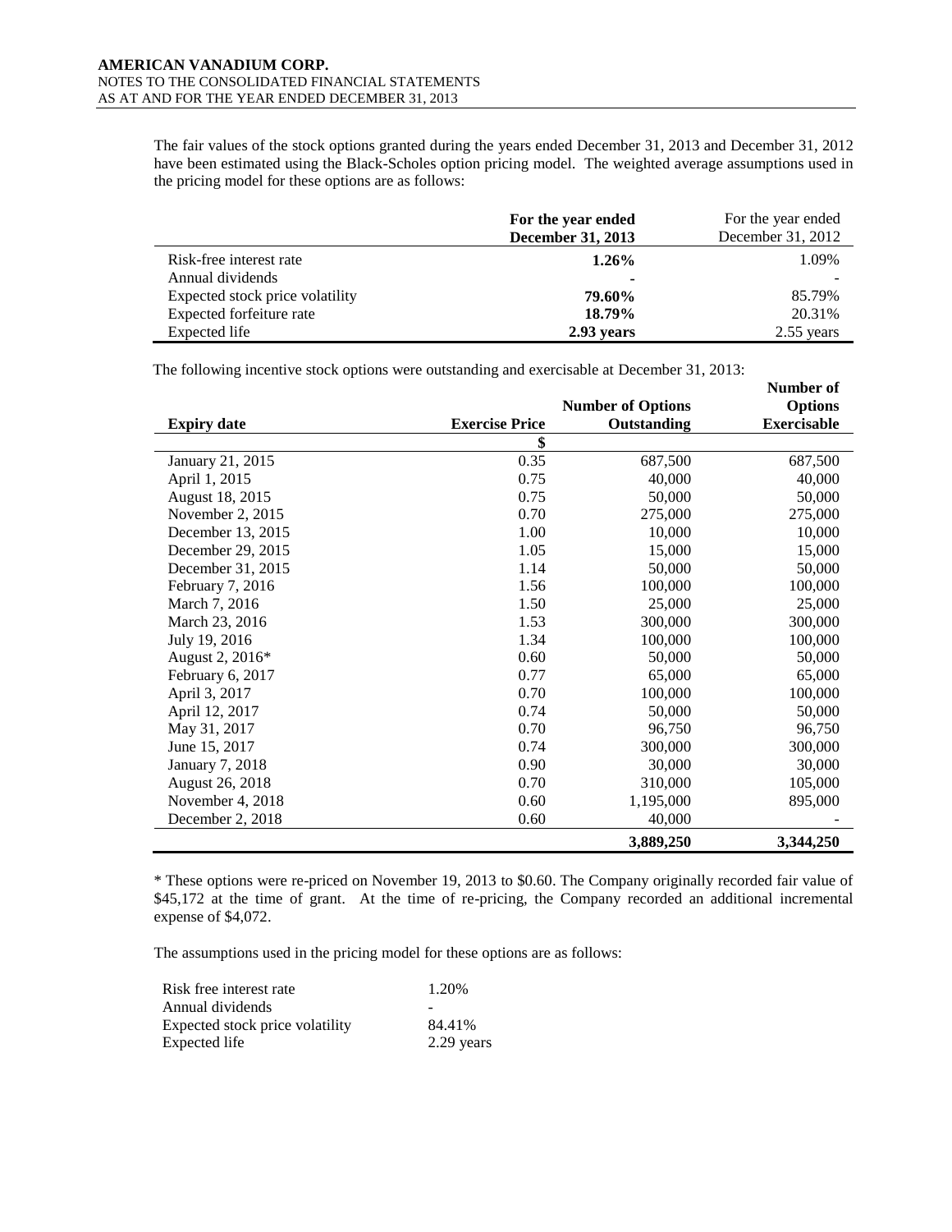The fair values of the stock options granted during the years ended December 31, 2013 and December 31, 2012 have been estimated using the Black-Scholes option pricing model. The weighted average assumptions used in the pricing model for these options are as follows:

| | **For the year ended December 31, 2013** | For the year ended December 31, 2012 |
|---|---|---|
| Risk-free interest rate | **1.26%** | 1.09% |
| Annual dividends | **-** | - |
| Expected stock price volatility | **79.60%** | 85.79% |
| Expected forfeiture rate | **18.79%** | 20.31% |
| Expected life | **2.93 years** | 2.55 years |

The following incentive stock options were outstanding and exercisable at December 31, 2013:

| **Expiry date** | **Exercise Price** | **Number of Options Outstanding** | **Number of Options Exercisable** |
|---|---|---|---|
| | **$** | | |
| January 21, 2015 | 0.35 | 687,500 | 687,500 |
| April 1, 2015 | 0.75 | 40,000 | 40,000 |
| August 18, 2015 | 0.75 | 50,000 | 50,000 |
| November 2, 2015 | 0.70 | 275,000 | 275,000 |
| December 13, 2015 | 1.00 | 10,000 | 10,000 |
| December 29, 2015 | 1.05 | 15,000 | 15,000 |
| December 31, 2015 | 1.14 | 50,000 | 50,000 |
| February 7, 2016 | 1.56 | 100,000 | 100,000 |
| March 7, 2016 | 1.50 | 25,000 | 25,000 |
| March 23, 2016 | 1.53 | 300,000 | 300,000 |
| July 19, 2016 | 1.34 | 100,000 | 100,000 |
| August 2, 2016* | 0.60 | 50,000 | 50,000 |
| February 6, 2017 | 0.77 | 65,000 | 65,000 |
| April 3, 2017 | 0.70 | 100,000 | 100,000 |
| April 12, 2017 | 0.74 | 50,000 | 50,000 |
| May 31, 2017 | 0.70 | 96,750 | 96,750 |
| June 15, 2017 | 0.74 | 300,000 | 300,000 |
| January 7, 2018 | 0.90 | 30,000 | 30,000 |
| August 26, 2018 | 0.70 | 310,000 | 105,000 |
| November 4, 2018 | 0.60 | 1,195,000 | 895,000 |
| December 2, 2018 | 0.60 | 40,000 | - |
| | | **3,889,250** | **3,344,250** |

* These options were re-priced on November 19, 2013 to $0.60. The Company originally recorded fair value of $45,172 at the time of grant. At the time of re-pricing, the Company recorded an additional incremental expense of $4,072.

The assumptions used in the pricing model for these options are as follows:

| | |
|---|---|
| Risk free interest rate | 1.20% |
| Annual dividends | - |
| Expected stock price volatility | 84.41% |
| Expected life | 2.29 years |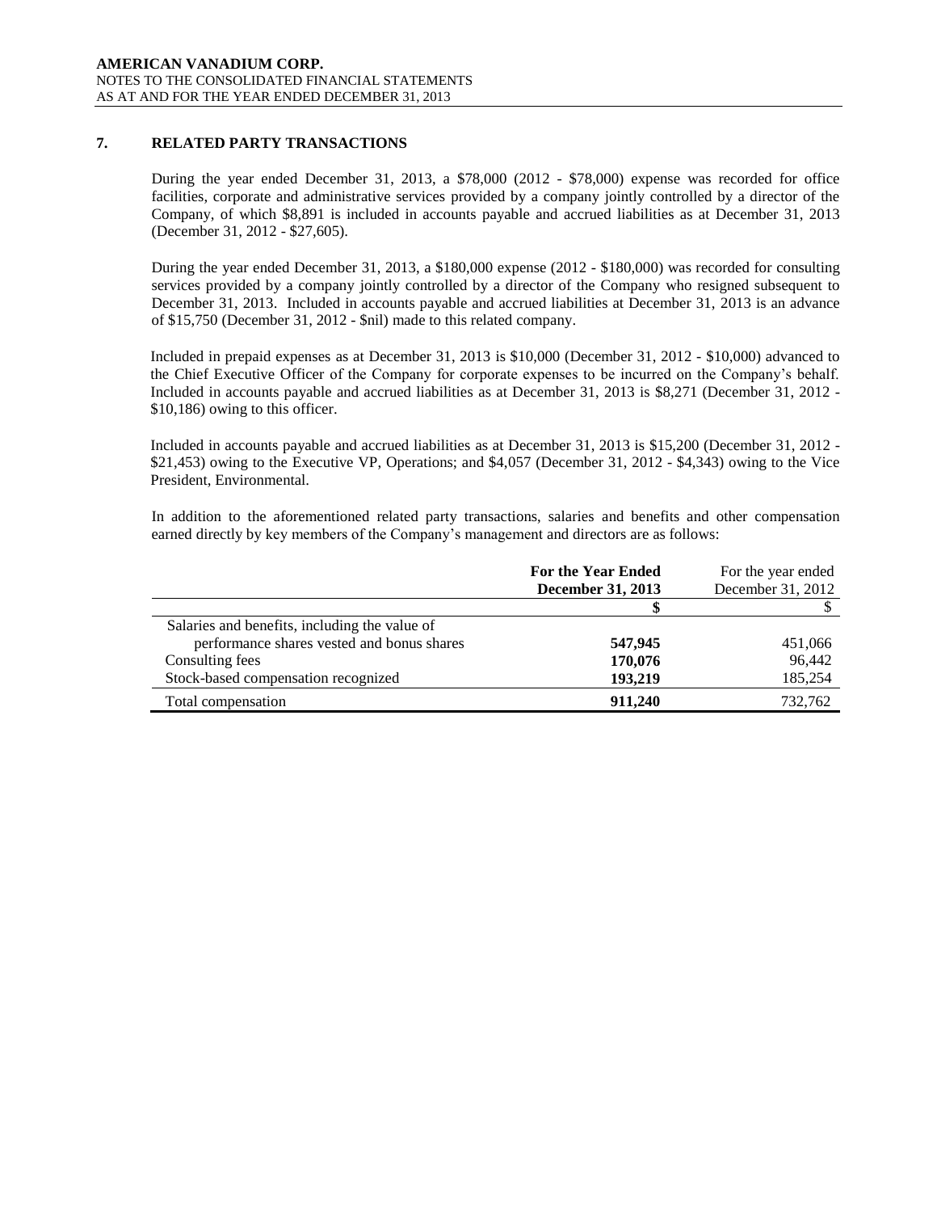## 7. RELATED PARTY TRANSACTIONS

During the year ended December 31, 2013, a $78,000 (2012 - $78,000) expense was recorded for office facilities, corporate and administrative services provided by a company jointly controlled by a director of the Company, of which $8,891 is included in accounts payable and accrued liabilities as at December 31, 2013 (December 31, 2012 - $27,605).

During the year ended December 31, 2013, a $180,000 expense (2012 - $180,000) was recorded for consulting services provided by a company jointly controlled by a director of the Company who resigned subsequent to December 31, 2013. Included in accounts payable and accrued liabilities at December 31, 2013 is an advance of $15,750 (December 31, 2012 - $nil) made to this related company.

Included in prepaid expenses as at December 31, 2013 is $10,000 (December 31, 2012 - $10,000) advanced to the Chief Executive Officer of the Company for corporate expenses to be incurred on the Company's behalf. Included in accounts payable and accrued liabilities as at December 31, 2013 is $8,271 (December 31, 2012 - $10,186) owing to this officer.

Included in accounts payable and accrued liabilities as at December 31, 2013 is $15,200 (December 31, 2012 - $21,453) owing to the Executive VP, Operations; and $4,057 (December 31, 2012 - $4,343) owing to the Vice President, Environmental.

In addition to the aforementioned related party transactions, salaries and benefits and other compensation earned directly by key members of the Company's management and directors are as follows:

| | **For the Year Ended December 31, 2013** | For the year ended December 31, 2012 |
|---|---|---|
| | **$** | $ |
| Salaries and benefits, including the value of performance shares vested and bonus shares | **547,945** | 451,066 |
| Consulting fees | **170,076** | 96,442 |
| Stock-based compensation recognized | **193,219** | 185,254 |
| Total compensation | **911,240** | 732,762 |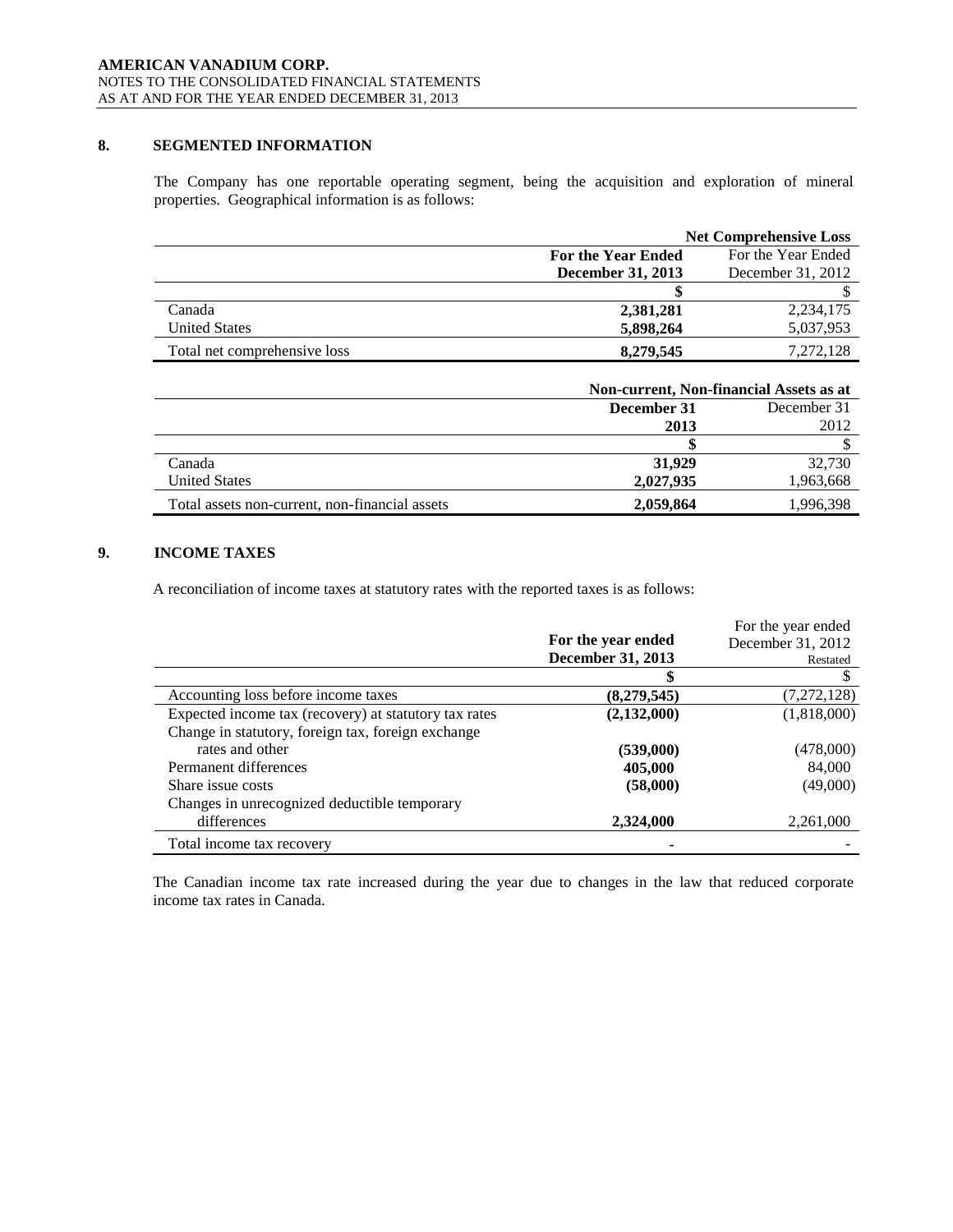## 8. SEGMENTED INFORMATION

The Company has one reportable operating segment, being the acquisition and exploration of mineral properties. Geographical information is as follows:

| | Net Comprehensive Loss | |
|---|---|---|
| | **For the Year Ended December 31, 2013** | For the Year Ended December 31, 2012 |
| | **$** | $ |
| Canada | **2,381,281** | 2,234,175 |
| United States | **5,898,264** | 5,037,953 |
| Total net comprehensive loss | **8,279,545** | 7,272,128 |

| | Non-current, Non-financial Assets as at | |
|---|---|---|
| | **December 31 2013** | December 31 2012 |
| | **$** | $ |
| Canada | **31,929** | 32,730 |
| United States | **2,027,935** | 1,963,668 |
| Total assets non-current, non-financial assets | **2,059,864** | 1,996,398 |

## 9. INCOME TAXES

A reconciliation of income taxes at statutory rates with the reported taxes is as follows:

| | **For the year ended December 31, 2013** | For the year ended December 31, 2012 Restated |
|---|---|---|
| | **$** | $ |
| Accounting loss before income taxes | **(8,279,545)** | (7,272,128) |
| Expected income tax (recovery) at statutory tax rates | **(2,132,000)** | (1,818,000) |
| Change in statutory, foreign tax, foreign exchange rates and other | **(539,000)** | (478,000) |
| Permanent differences | **405,000** | 84,000 |
| Share issue costs | **(58,000)** | (49,000) |
| Changes in unrecognized deductible temporary differences | **2,324,000** | 2,261,000 |
| Total income tax recovery | **-** | - |

The Canadian income tax rate increased during the year due to changes in the law that reduced corporate income tax rates in Canada.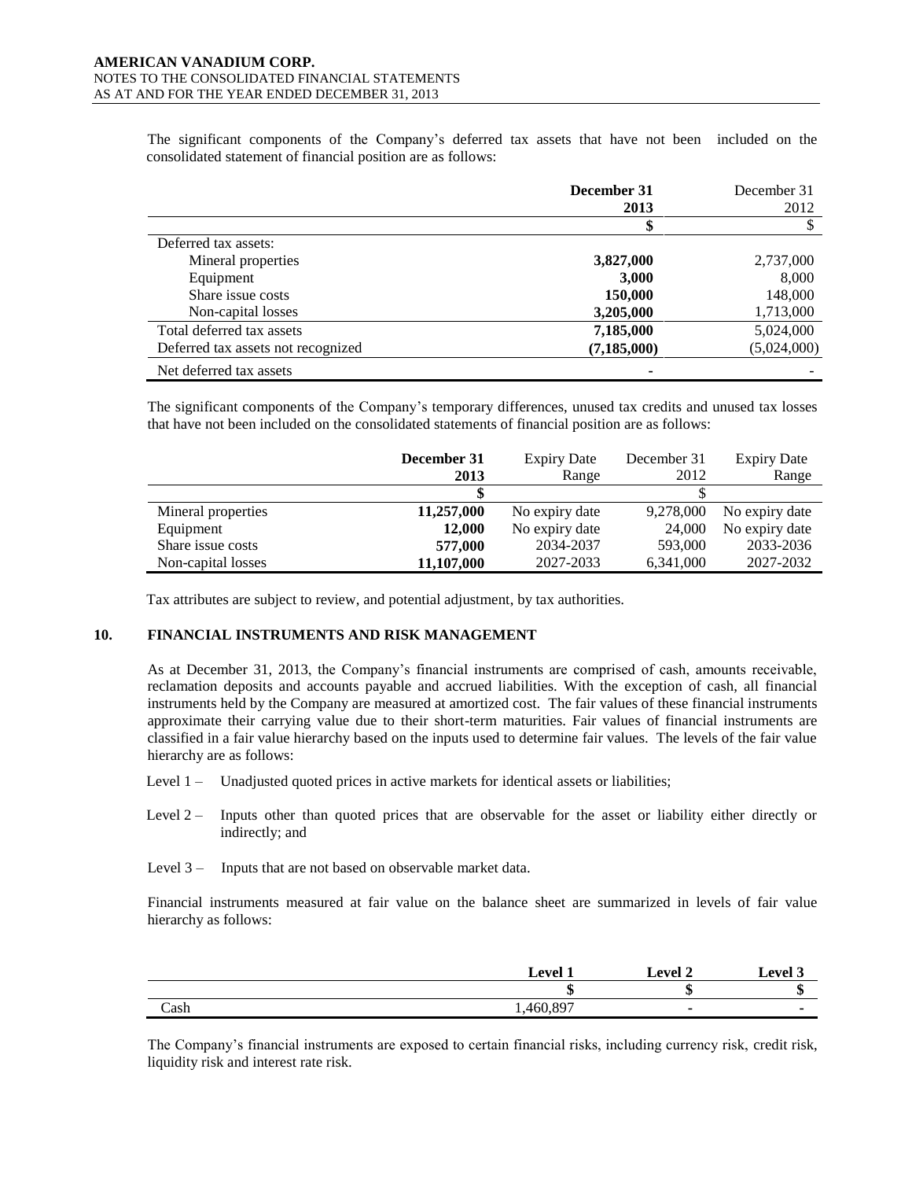The significant components of the Company's deferred tax assets that have not been included on the consolidated statement of financial position are as follows:

| | **December 31 2013** | December 31 2012 |
|---|---|---|
| | **\$** | \$ |
| Deferred tax assets: | | |
| Mineral properties | **3,827,000** | 2,737,000 |
| Equipment | **3,000** | 8,000 |
| Share issue costs | **150,000** | 148,000 |
| Non-capital losses | **3,205,000** | 1,713,000 |
| Total deferred tax assets | **7,185,000** | 5,024,000 |
| Deferred tax assets not recognized | **(7,185,000)** | (5,024,000) |
| Net deferred tax assets | **-** | - |

The significant components of the Company's temporary differences, unused tax credits and unused tax losses that have not been included on the consolidated statements of financial position are as follows:

| | **December 31 2013** | Expiry Date Range | December 31 2012 | Expiry Date Range |
|---|---|---|---|---|
| | **\$** | | \$ | |
| Mineral properties | **11,257,000** | No expiry date | 9,278,000 | No expiry date |
| Equipment | **12,000** | No expiry date | 24,000 | No expiry date |
| Share issue costs | **577,000** | 2034-2037 | 593,000 | 2033-2036 |
| Non-capital losses | **11,107,000** | 2027-2033 | 6,341,000 | 2027-2032 |

Tax attributes are subject to review, and potential adjustment, by tax authorities.

## 10. FINANCIAL INSTRUMENTS AND RISK MANAGEMENT

As at December 31, 2013, the Company's financial instruments are comprised of cash, amounts receivable, reclamation deposits and accounts payable and accrued liabilities. With the exception of cash, all financial instruments held by the Company are measured at amortized cost. The fair values of these financial instruments approximate their carrying value due to their short-term maturities. Fair values of financial instruments are classified in a fair value hierarchy based on the inputs used to determine fair values. The levels of the fair value hierarchy are as follows:

Level 1 – Unadjusted quoted prices in active markets for identical assets or liabilities;

Level 2 – Inputs other than quoted prices that are observable for the asset or liability either directly or indirectly; and

Level 3 – Inputs that are not based on observable market data.

Financial instruments measured at fair value on the balance sheet are summarized in levels of fair value hierarchy as follows:

| | **Level 1** | **Level 2** | **Level 3** |
|---|---|---|---|
| | **\$** | **\$** | **\$** |
| Cash | 1,460,897 | - | - |

The Company's financial instruments are exposed to certain financial risks, including currency risk, credit risk, liquidity risk and interest rate risk.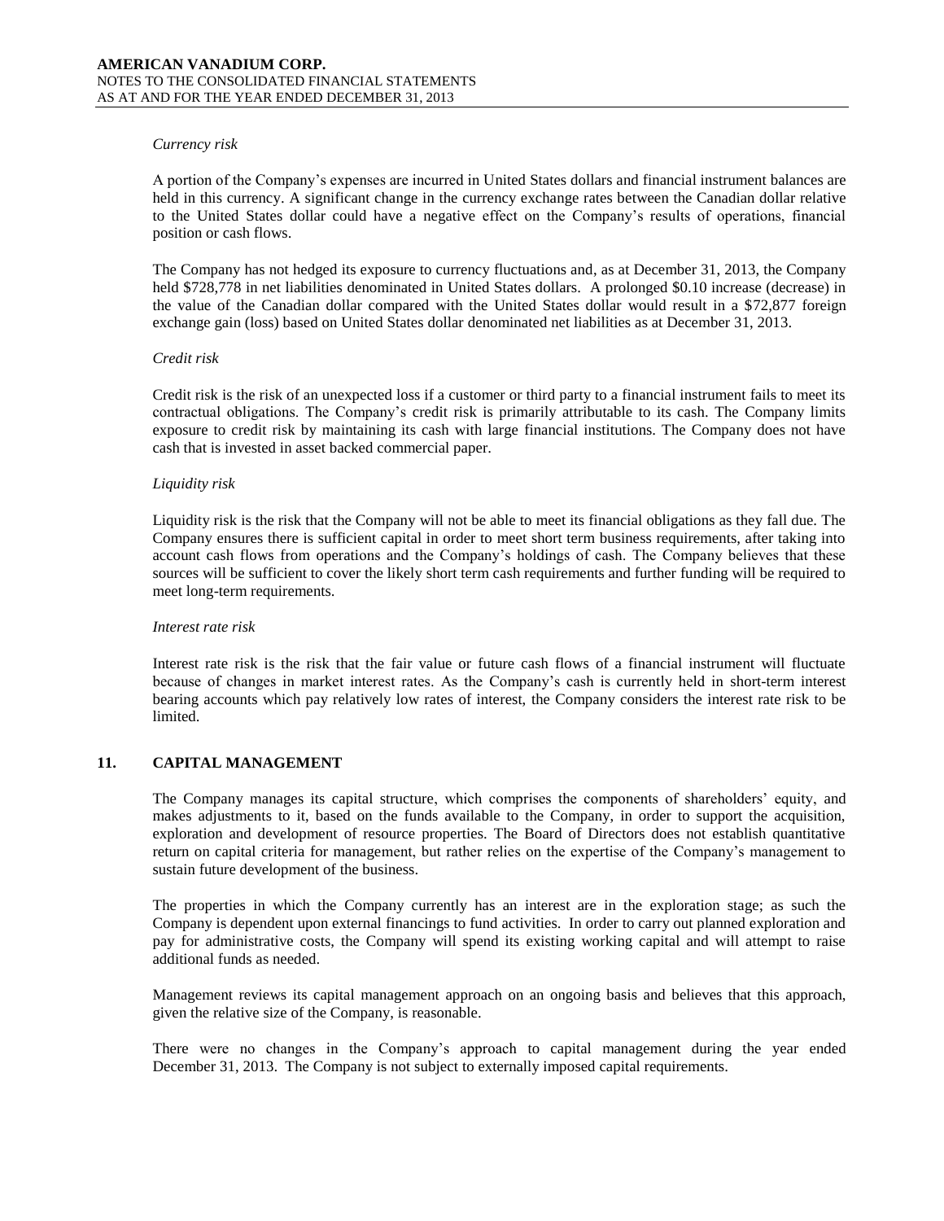*Currency risk*

A portion of the Company's expenses are incurred in United States dollars and financial instrument balances are held in this currency. A significant change in the currency exchange rates between the Canadian dollar relative to the United States dollar could have a negative effect on the Company's results of operations, financial position or cash flows.

The Company has not hedged its exposure to currency fluctuations and, as at December 31, 2013, the Company held $728,778 in net liabilities denominated in United States dollars. A prolonged $0.10 increase (decrease) in the value of the Canadian dollar compared with the United States dollar would result in a $72,877 foreign exchange gain (loss) based on United States dollar denominated net liabilities as at December 31, 2013.

*Credit risk*

Credit risk is the risk of an unexpected loss if a customer or third party to a financial instrument fails to meet its contractual obligations. The Company's credit risk is primarily attributable to its cash. The Company limits exposure to credit risk by maintaining its cash with large financial institutions. The Company does not have cash that is invested in asset backed commercial paper.

*Liquidity risk*

Liquidity risk is the risk that the Company will not be able to meet its financial obligations as they fall due. The Company ensures there is sufficient capital in order to meet short term business requirements, after taking into account cash flows from operations and the Company's holdings of cash. The Company believes that these sources will be sufficient to cover the likely short term cash requirements and further funding will be required to meet long-term requirements.

*Interest rate risk*

Interest rate risk is the risk that the fair value or future cash flows of a financial instrument will fluctuate because of changes in market interest rates. As the Company's cash is currently held in short-term interest bearing accounts which pay relatively low rates of interest, the Company considers the interest rate risk to be limited.

## 11. CAPITAL MANAGEMENT

The Company manages its capital structure, which comprises the components of shareholders' equity, and makes adjustments to it, based on the funds available to the Company, in order to support the acquisition, exploration and development of resource properties. The Board of Directors does not establish quantitative return on capital criteria for management, but rather relies on the expertise of the Company's management to sustain future development of the business.

The properties in which the Company currently has an interest are in the exploration stage; as such the Company is dependent upon external financings to fund activities. In order to carry out planned exploration and pay for administrative costs, the Company will spend its existing working capital and will attempt to raise additional funds as needed.

Management reviews its capital management approach on an ongoing basis and believes that this approach, given the relative size of the Company, is reasonable.

There were no changes in the Company's approach to capital management during the year ended December 31, 2013. The Company is not subject to externally imposed capital requirements.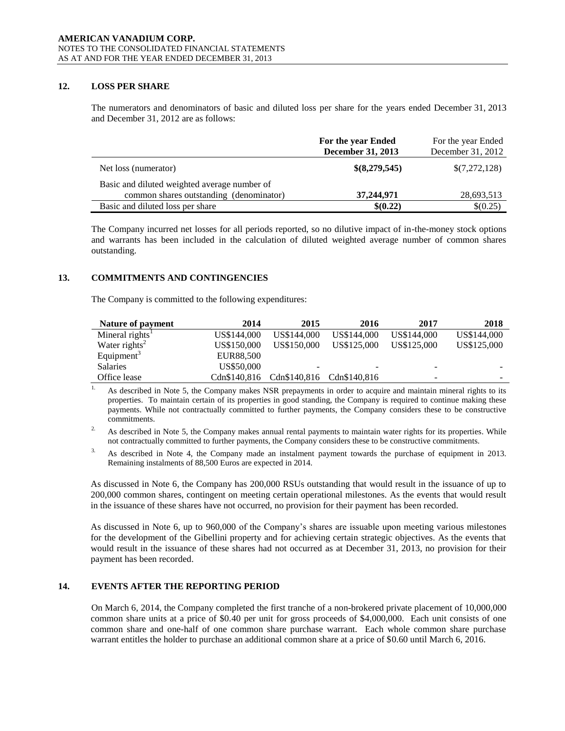## 12. LOSS PER SHARE

The numerators and denominators of basic and diluted loss per share for the years ended December 31, 2013 and December 31, 2012 are as follows:

| | **For the year Ended December 31, 2013** | For the year Ended December 31, 2012 |
|---|---|---|
| Net loss (numerator) | **$(8,279,545)** | $(7,272,128) |
| Basic and diluted weighted average number of common shares outstanding (denominator) | **37,244,971** | 28,693,513 |
| Basic and diluted loss per share | **$(0.22)** | $(0.25) |

The Company incurred net losses for all periods reported, so no dilutive impact of in-the-money stock options and warrants has been included in the calculation of diluted weighted average number of common shares outstanding.

## 13. COMMITMENTS AND CONTINGENCIES

The Company is committed to the following expenditures:

| Nature of payment | 2014 | 2015 | 2016 | 2017 | 2018 |
|---|---|---|---|---|---|
| Mineral rights[1] | US$144,000 | US$144,000 | US$144,000 | US$144,000 | US$144,000 |
| Water rights[2] | US$150,000 | US$150,000 | US$125,000 | US$125,000 | US$125,000 |
| Equipment[3] | EUR88,500 | | | | |
| Salaries | US$50,000 | - | - | - | - |
| Office lease | Cdn$140,816 | Cdn$140,816 | Cdn$140,816 | - | - |

1. As described in Note 5, the Company makes NSR prepayments in order to acquire and maintain mineral rights to its properties. To maintain certain of its properties in good standing, the Company is required to continue making these payments. While not contractually committed to further payments, the Company considers these to be constructive commitments.

2. As described in Note 5, the Company makes annual rental payments to maintain water rights for its properties. While not contractually committed to further payments, the Company considers these to be constructive commitments.

3. As described in Note 4, the Company made an instalment payment towards the purchase of equipment in 2013. Remaining instalments of 88,500 Euros are expected in 2014.

As discussed in Note 6, the Company has 200,000 RSUs outstanding that would result in the issuance of up to 200,000 common shares, contingent on meeting certain operational milestones. As the events that would result in the issuance of these shares have not occurred, no provision for their payment has been recorded.

As discussed in Note 6, up to 960,000 of the Company's shares are issuable upon meeting various milestones for the development of the Gibellini property and for achieving certain strategic objectives. As the events that would result in the issuance of these shares had not occurred as at December 31, 2013, no provision for their payment has been recorded.

## 14. EVENTS AFTER THE REPORTING PERIOD

On March 6, 2014, the Company completed the first tranche of a non-brokered private placement of 10,000,000 common share units at a price of $0.40 per unit for gross proceeds of $4,000,000. Each unit consists of one common share and one-half of one common share purchase warrant. Each whole common share purchase warrant entitles the holder to purchase an additional common share at a price of $0.60 until March 6, 2016.